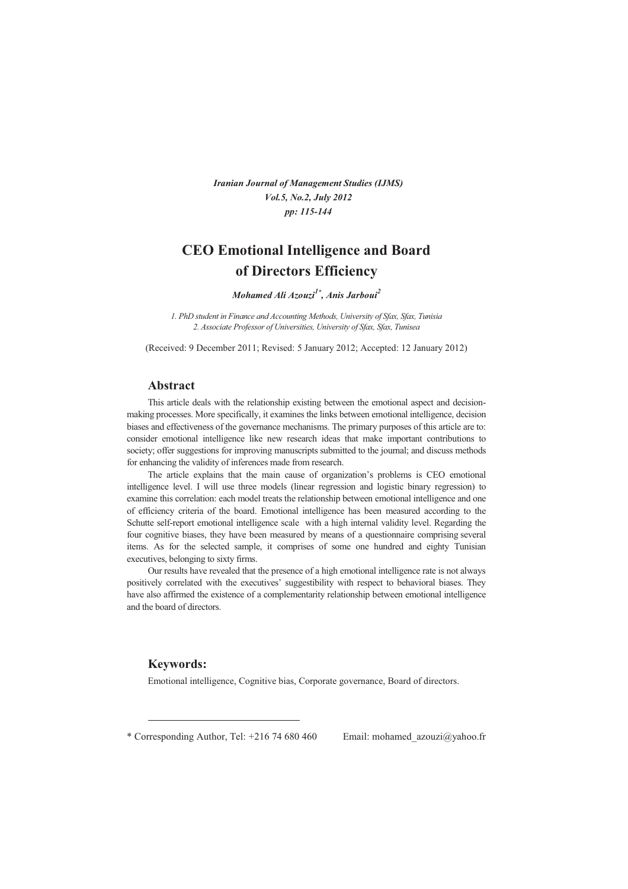*Iranian Journal of Management Studies (IJMS)*
*Vol.5, No.2, July 2012*
*pp: 115-144*

# CEO Emotional Intelligence and Board of Directors Efficiency

***Mohamed Ali Azouzi[1*], Anis Jarboui[2]***

*1. PhD student in Finance and Accounting Methods, University of Sfax, Sfax, Tunisia*
*2. Associate Professor of Universities, University of Sfax, Sfax, Tunisea*

(Received: 9 December 2011; Revised: 5 January 2012; Accepted: 12 January 2012)

## Abstract

This article deals with the relationship existing between the emotional aspect and decision-making processes. More specifically, it examines the links between emotional intelligence, decision biases and effectiveness of the governance mechanisms. The primary purposes of this article are to: consider emotional intelligence like new research ideas that make important contributions to society; offer suggestions for improving manuscripts submitted to the journal; and discuss methods for enhancing the validity of inferences made from research.

The article explains that the main cause of organization's problems is CEO emotional intelligence level. I will use three models (linear regression and logistic binary regression) to examine this correlation: each model treats the relationship between emotional intelligence and one of efficiency criteria of the board. Emotional intelligence has been measured according to the Schutte self-report emotional intelligence scale with a high internal validity level. Regarding the four cognitive biases, they have been measured by means of a questionnaire comprising several items. As for the selected sample, it comprises of some one hundred and eighty Tunisian executives, belonging to sixty firms.

Our results have revealed that the presence of a high emotional intelligence rate is not always positively correlated with the executives' suggestibility with respect to behavioral biases. They have also affirmed the existence of a complementarity relationship between emotional intelligence and the board of directors.

## Keywords:

Emotional intelligence, Cognitive bias, Corporate governance, Board of directors.

---

\* Corresponding Author, Tel: +216 74 680 460 Email: mohamed_azouzi@yahoo.fr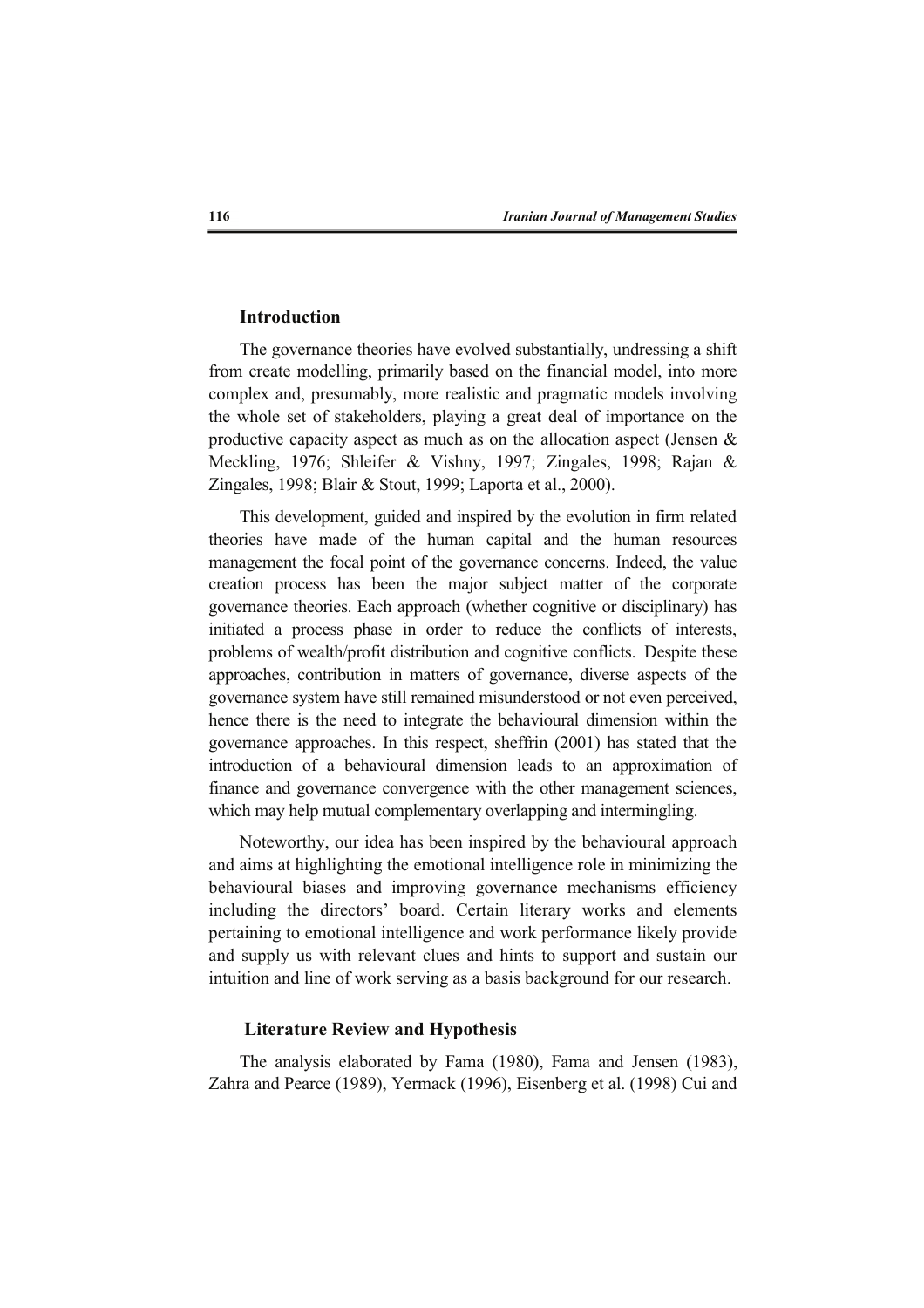## Introduction

The governance theories have evolved substantially, undressing a shift from create modelling, primarily based on the financial model, into more complex and, presumably, more realistic and pragmatic models involving the whole set of stakeholders, playing a great deal of importance on the productive capacity aspect as much as on the allocation aspect (Jensen & Meckling, 1976; Shleifer & Vishny, 1997; Zingales, 1998; Rajan & Zingales, 1998; Blair & Stout, 1999; Laporta et al., 2000).

This development, guided and inspired by the evolution in firm related theories have made of the human capital and the human resources management the focal point of the governance concerns. Indeed, the value creation process has been the major subject matter of the corporate governance theories. Each approach (whether cognitive or disciplinary) has initiated a process phase in order to reduce the conflicts of interests, problems of wealth/profit distribution and cognitive conflicts. Despite these approaches, contribution in matters of governance, diverse aspects of the governance system have still remained misunderstood or not even perceived, hence there is the need to integrate the behavioural dimension within the governance approaches. In this respect, sheffrin (2001) has stated that the introduction of a behavioural dimension leads to an approximation of finance and governance convergence with the other management sciences, which may help mutual complementary overlapping and intermingling.

Noteworthy, our idea has been inspired by the behavioural approach and aims at highlighting the emotional intelligence role in minimizing the behavioural biases and improving governance mechanisms efficiency including the directors' board. Certain literary works and elements pertaining to emotional intelligence and work performance likely provide and supply us with relevant clues and hints to support and sustain our intuition and line of work serving as a basis background for our research.

## Literature Review and Hypothesis

The analysis elaborated by Fama (1980), Fama and Jensen (1983), Zahra and Pearce (1989), Yermack (1996), Eisenberg et al. (1998) Cui and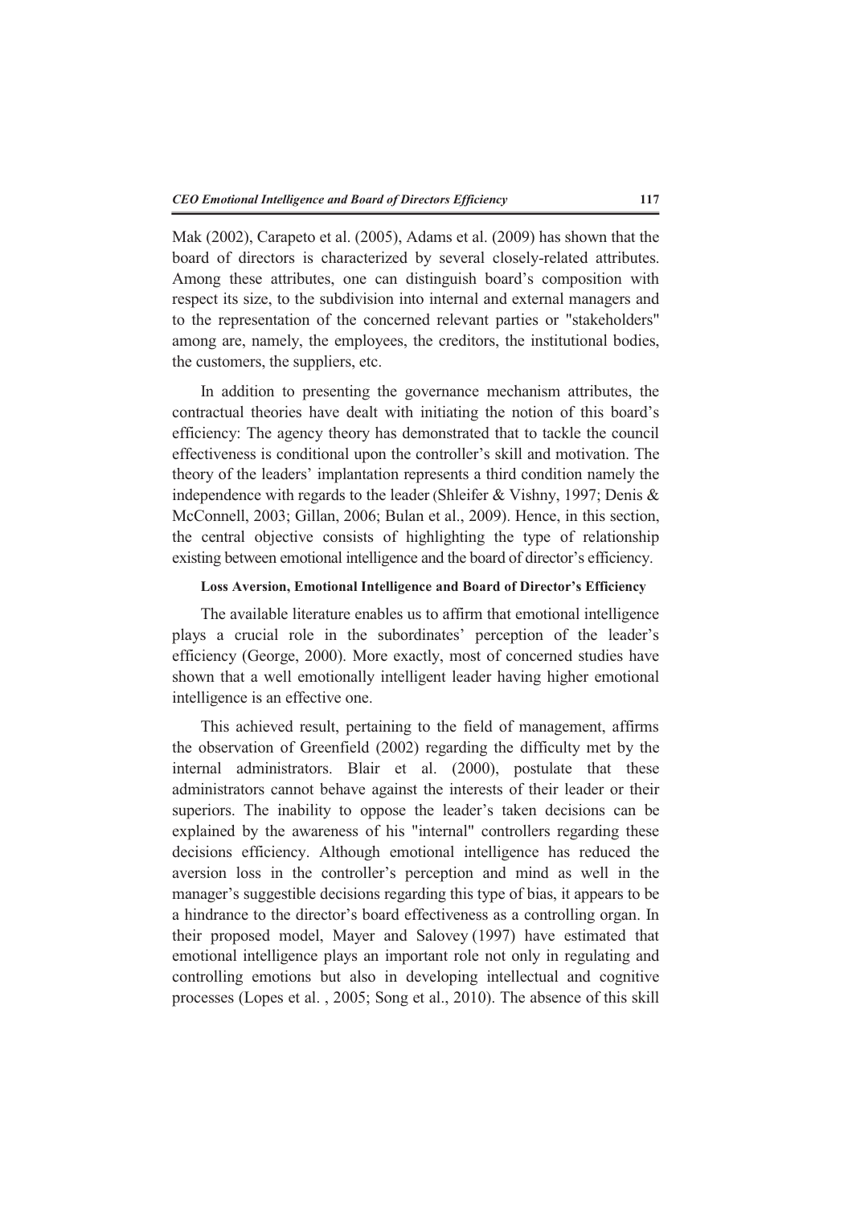Mak (2002), Carapeto et al. (2005), Adams et al. (2009) has shown that the board of directors is characterized by several closely-related attributes. Among these attributes, one can distinguish board's composition with respect its size, to the subdivision into internal and external managers and to the representation of the concerned relevant parties or "stakeholders" among are, namely, the employees, the creditors, the institutional bodies, the customers, the suppliers, etc.

In addition to presenting the governance mechanism attributes, the contractual theories have dealt with initiating the notion of this board's efficiency: The agency theory has demonstrated that to tackle the council effectiveness is conditional upon the controller's skill and motivation. The theory of the leaders' implantation represents a third condition namely the independence with regards to the leader (Shleifer & Vishny, 1997; Denis & McConnell, 2003; Gillan, 2006; Bulan et al., 2009). Hence, in this section, the central objective consists of highlighting the type of relationship existing between emotional intelligence and the board of director's efficiency.

#### Loss Aversion, Emotional Intelligence and Board of Director's Efficiency

The available literature enables us to affirm that emotional intelligence plays a crucial role in the subordinates' perception of the leader's efficiency (George, 2000). More exactly, most of concerned studies have shown that a well emotionally intelligent leader having higher emotional intelligence is an effective one.

This achieved result, pertaining to the field of management, affirms the observation of Greenfield (2002) regarding the difficulty met by the internal administrators. Blair et al. (2000), postulate that these administrators cannot behave against the interests of their leader or their superiors. The inability to oppose the leader's taken decisions can be explained by the awareness of his "internal" controllers regarding these decisions efficiency. Although emotional intelligence has reduced the aversion loss in the controller's perception and mind as well in the manager's suggestible decisions regarding this type of bias, it appears to be a hindrance to the director's board effectiveness as a controlling organ. In their proposed model, Mayer and Salovey (1997) have estimated that emotional intelligence plays an important role not only in regulating and controlling emotions but also in developing intellectual and cognitive processes (Lopes et al. , 2005; Song et al., 2010). The absence of this skill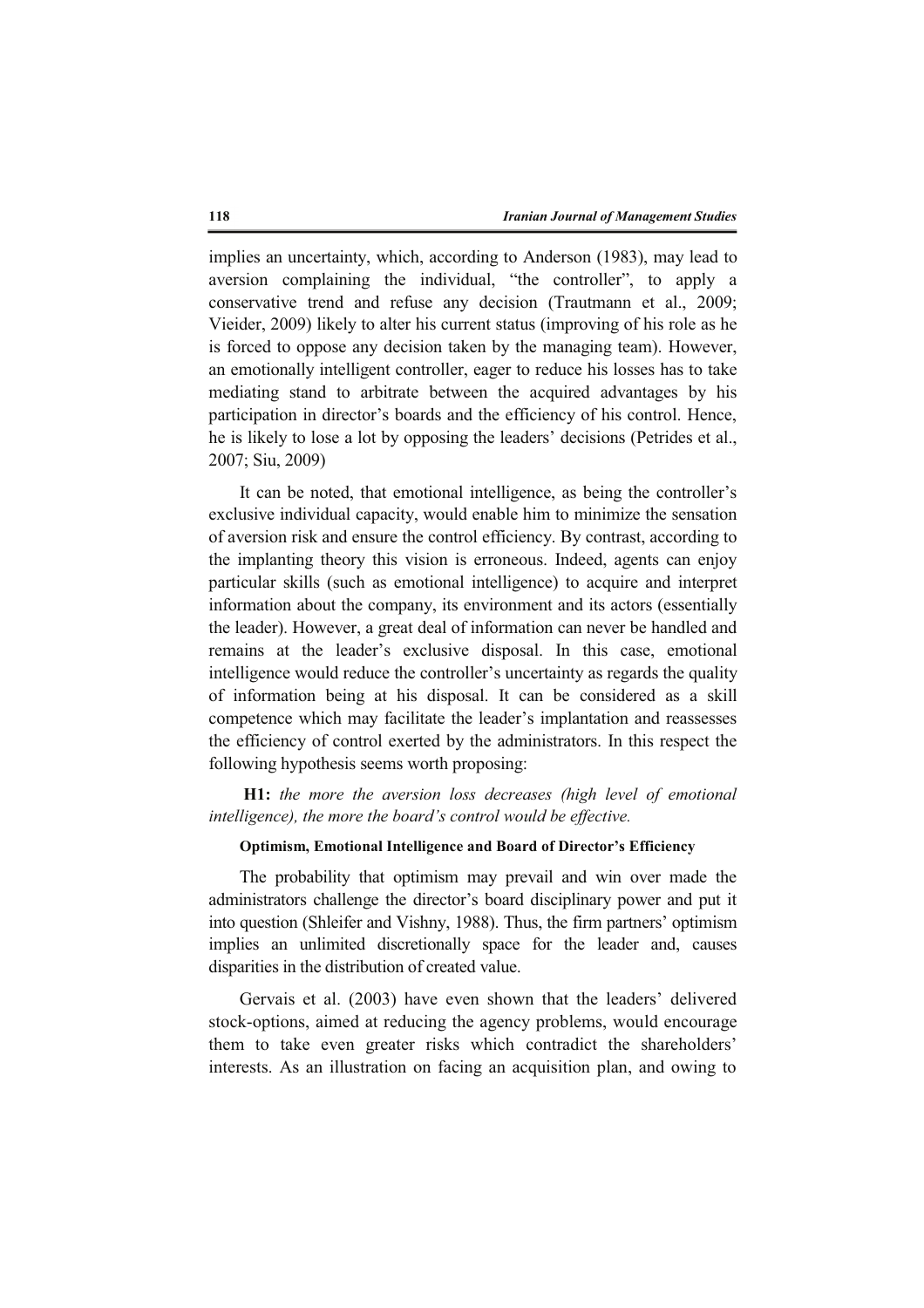implies an uncertainty, which, according to Anderson (1983), may lead to aversion complaining the individual, "the controller", to apply a conservative trend and refuse any decision (Trautmann et al., 2009; Vieider, 2009) likely to alter his current status (improving of his role as he is forced to oppose any decision taken by the managing team). However, an emotionally intelligent controller, eager to reduce his losses has to take mediating stand to arbitrate between the acquired advantages by his participation in director's boards and the efficiency of his control. Hence, he is likely to lose a lot by opposing the leaders' decisions (Petrides et al., 2007; Siu, 2009)

It can be noted, that emotional intelligence, as being the controller's exclusive individual capacity, would enable him to minimize the sensation of aversion risk and ensure the control efficiency. By contrast, according to the implanting theory this vision is erroneous. Indeed, agents can enjoy particular skills (such as emotional intelligence) to acquire and interpret information about the company, its environment and its actors (essentially the leader). However, a great deal of information can never be handled and remains at the leader's exclusive disposal. In this case, emotional intelligence would reduce the controller's uncertainty as regards the quality of information being at his disposal. It can be considered as a skill competence which may facilitate the leader's implantation and reassesses the efficiency of control exerted by the administrators. In this respect the following hypothesis seems worth proposing:

**H1:** *the more the aversion loss decreases (high level of emotional intelligence), the more the board's control would be effective.*

#### Optimism, Emotional Intelligence and Board of Director's Efficiency

The probability that optimism may prevail and win over made the administrators challenge the director's board disciplinary power and put it into question (Shleifer and Vishny, 1988). Thus, the firm partners' optimism implies an unlimited discretionally space for the leader and, causes disparities in the distribution of created value.

Gervais et al. (2003) have even shown that the leaders' delivered stock-options, aimed at reducing the agency problems, would encourage them to take even greater risks which contradict the shareholders' interests. As an illustration on facing an acquisition plan, and owing to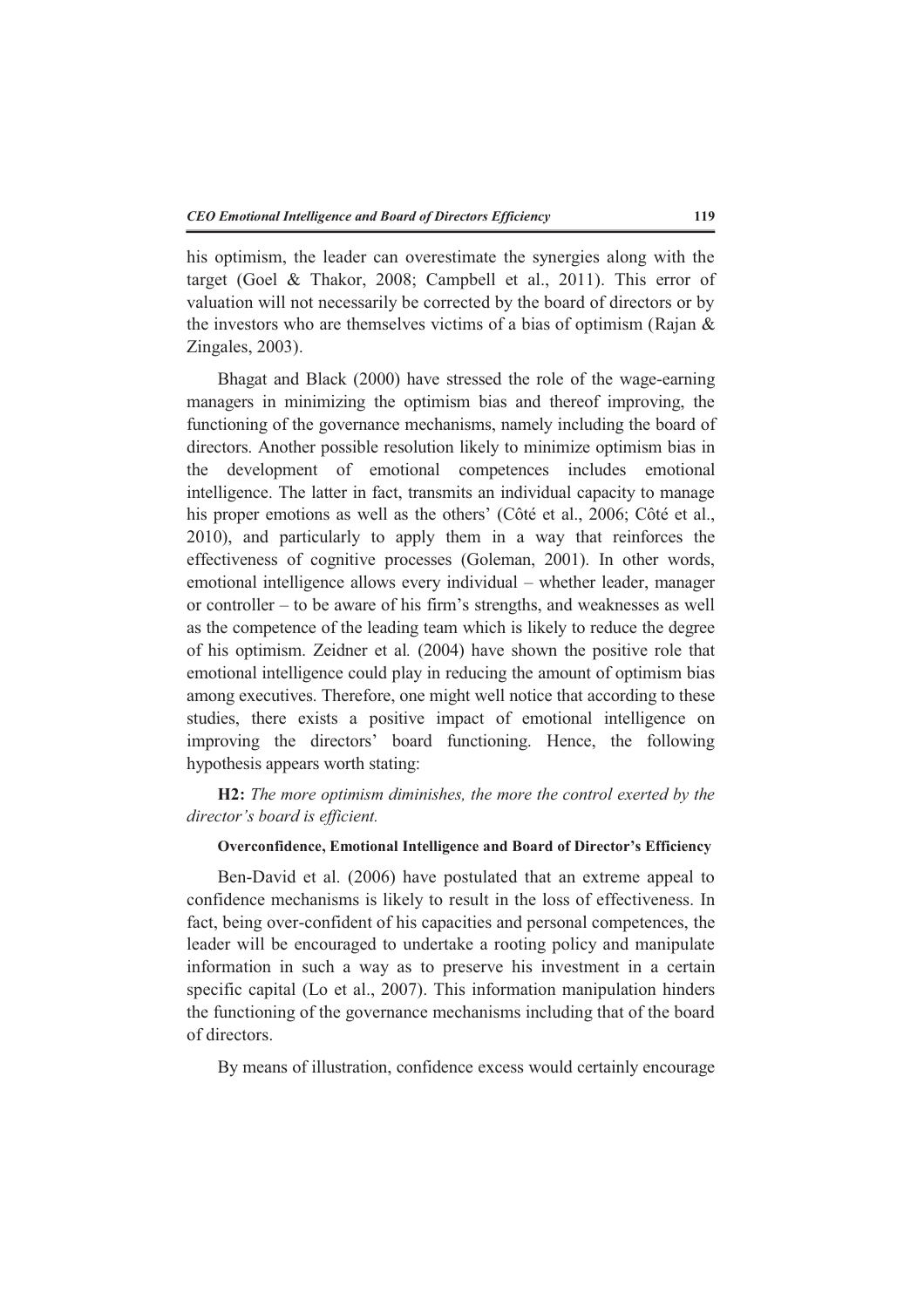his optimism, the leader can overestimate the synergies along with the target (Goel & Thakor, 2008; Campbell et al., 2011). This error of valuation will not necessarily be corrected by the board of directors or by the investors who are themselves victims of a bias of optimism (Rajan & Zingales, 2003).

Bhagat and Black (2000) have stressed the role of the wage-earning managers in minimizing the optimism bias and thereof improving, the functioning of the governance mechanisms, namely including the board of directors. Another possible resolution likely to minimize optimism bias in the development of emotional competences includes emotional intelligence. The latter in fact, transmits an individual capacity to manage his proper emotions as well as the others' (Côté et al., 2006; Côté et al., 2010), and particularly to apply them in a way that reinforces the effectiveness of cognitive processes (Goleman, 2001). In other words, emotional intelligence allows every individual – whether leader, manager or controller – to be aware of his firm's strengths, and weaknesses as well as the competence of the leading team which is likely to reduce the degree of his optimism. Zeidner et al*.* (2004) have shown the positive role that emotional intelligence could play in reducing the amount of optimism bias among executives. Therefore, one might well notice that according to these studies, there exists a positive impact of emotional intelligence on improving the directors' board functioning. Hence, the following hypothesis appears worth stating:

**H2:** *The more optimism diminishes, the more the control exerted by the director's board is efficient.*

#### Overconfidence, Emotional Intelligence and Board of Director's Efficiency

Ben-David et al. (2006) have postulated that an extreme appeal to confidence mechanisms is likely to result in the loss of effectiveness. In fact, being over-confident of his capacities and personal competences, the leader will be encouraged to undertake a rooting policy and manipulate information in such a way as to preserve his investment in a certain specific capital (Lo et al., 2007). This information manipulation hinders the functioning of the governance mechanisms including that of the board of directors.

By means of illustration, confidence excess would certainly encourage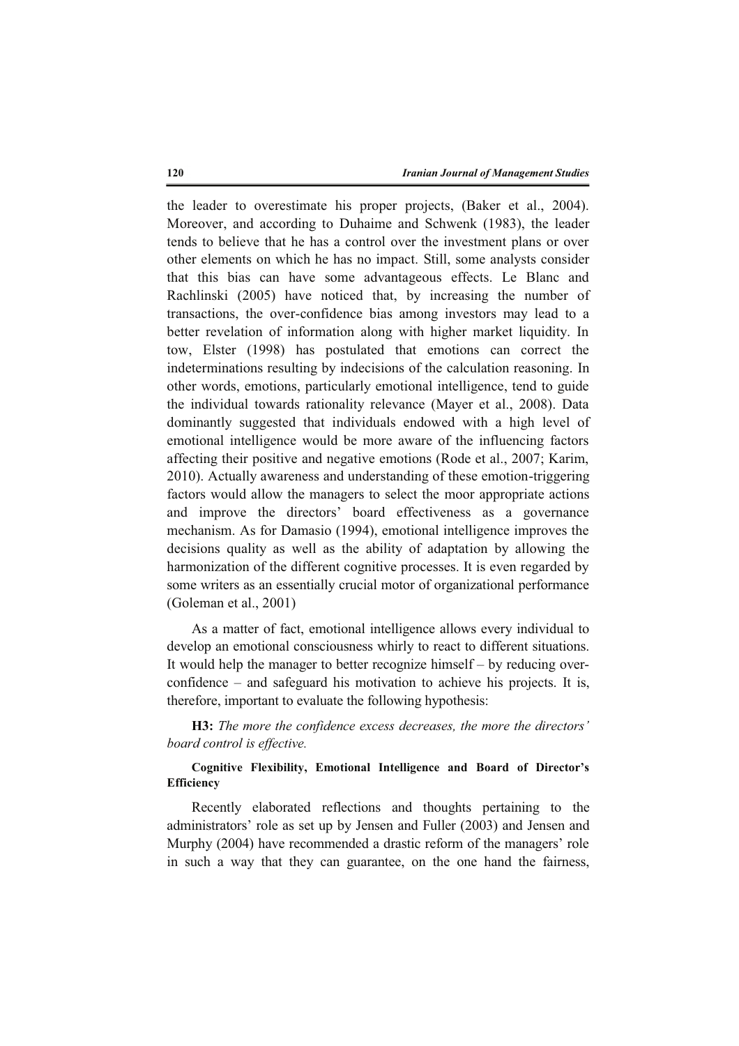the leader to overestimate his proper projects, (Baker et al., 2004). Moreover, and according to Duhaime and Schwenk (1983), the leader tends to believe that he has a control over the investment plans or over other elements on which he has no impact. Still, some analysts consider that this bias can have some advantageous effects. Le Blanc and Rachlinski (2005) have noticed that, by increasing the number of transactions, the over-confidence bias among investors may lead to a better revelation of information along with higher market liquidity. In tow, Elster (1998) has postulated that emotions can correct the indeterminations resulting by indecisions of the calculation reasoning. In other words, emotions, particularly emotional intelligence, tend to guide the individual towards rationality relevance (Mayer et al., 2008). Data dominantly suggested that individuals endowed with a high level of emotional intelligence would be more aware of the influencing factors affecting their positive and negative emotions (Rode et al., 2007; Karim, 2010). Actually awareness and understanding of these emotion-triggering factors would allow the managers to select the moor appropriate actions and improve the directors' board effectiveness as a governance mechanism. As for Damasio (1994), emotional intelligence improves the decisions quality as well as the ability of adaptation by allowing the harmonization of the different cognitive processes. It is even regarded by some writers as an essentially crucial motor of organizational performance (Goleman et al., 2001)

As a matter of fact, emotional intelligence allows every individual to develop an emotional consciousness whirly to react to different situations. It would help the manager to better recognize himself – by reducing over-confidence – and safeguard his motivation to achieve his projects. It is, therefore, important to evaluate the following hypothesis:

**H3:** *The more the confidence excess decreases, the more the directors' board control is effective.*

#### Cognitive Flexibility, Emotional Intelligence and Board of Director's Efficiency

Recently elaborated reflections and thoughts pertaining to the administrators' role as set up by Jensen and Fuller (2003) and Jensen and Murphy (2004) have recommended a drastic reform of the managers' role in such a way that they can guarantee, on the one hand the fairness,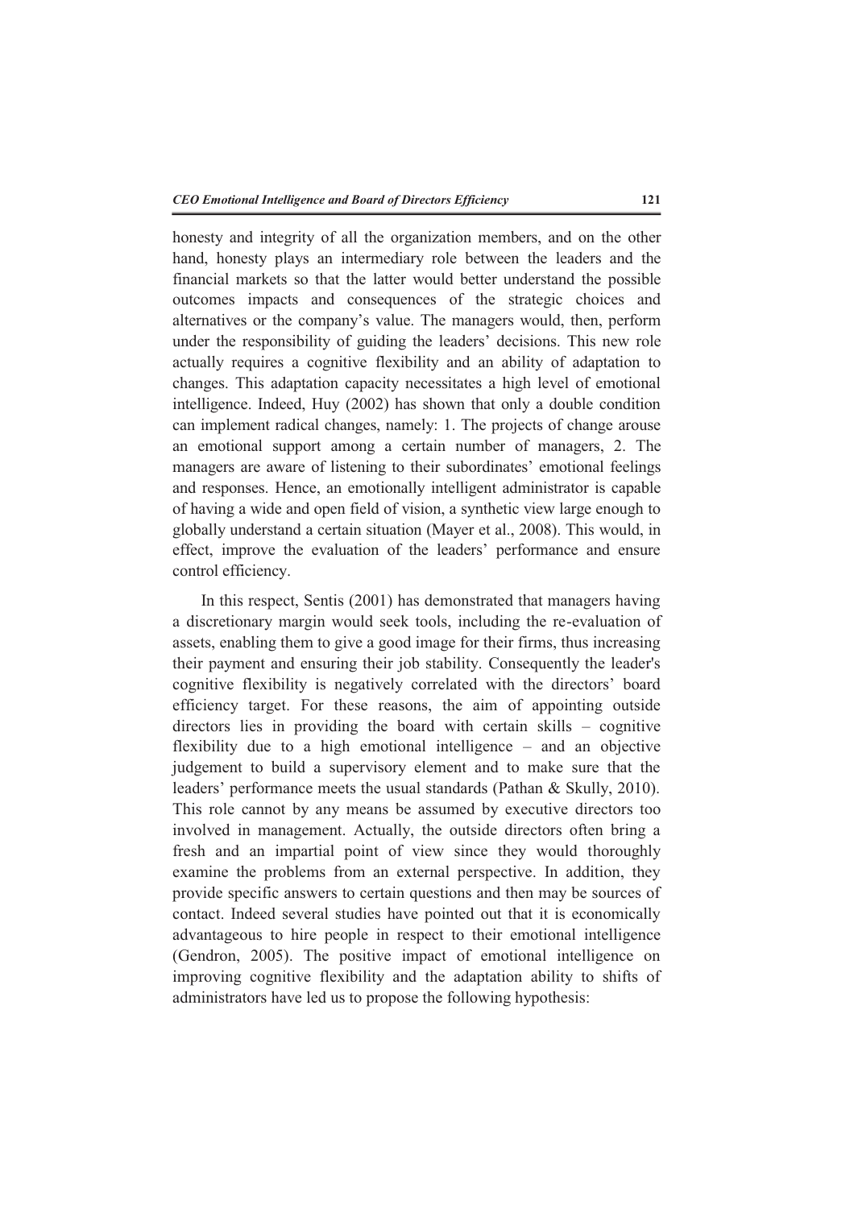honesty and integrity of all the organization members, and on the other hand, honesty plays an intermediary role between the leaders and the financial markets so that the latter would better understand the possible outcomes impacts and consequences of the strategic choices and alternatives or the company's value. The managers would, then, perform under the responsibility of guiding the leaders' decisions. This new role actually requires a cognitive flexibility and an ability of adaptation to changes. This adaptation capacity necessitates a high level of emotional intelligence. Indeed, Huy (2002) has shown that only a double condition can implement radical changes, namely: 1. The projects of change arouse an emotional support among a certain number of managers, 2. The managers are aware of listening to their subordinates' emotional feelings and responses. Hence, an emotionally intelligent administrator is capable of having a wide and open field of vision, a synthetic view large enough to globally understand a certain situation (Mayer et al., 2008). This would, in effect, improve the evaluation of the leaders' performance and ensure control efficiency.

In this respect, Sentis (2001) has demonstrated that managers having a discretionary margin would seek tools, including the re-evaluation of assets, enabling them to give a good image for their firms, thus increasing their payment and ensuring their job stability. Consequently the leader's cognitive flexibility is negatively correlated with the directors' board efficiency target. For these reasons, the aim of appointing outside directors lies in providing the board with certain skills – cognitive flexibility due to a high emotional intelligence – and an objective judgement to build a supervisory element and to make sure that the leaders' performance meets the usual standards (Pathan & Skully, 2010). This role cannot by any means be assumed by executive directors too involved in management. Actually, the outside directors often bring a fresh and an impartial point of view since they would thoroughly examine the problems from an external perspective. In addition, they provide specific answers to certain questions and then may be sources of contact. Indeed several studies have pointed out that it is economically advantageous to hire people in respect to their emotional intelligence (Gendron, 2005). The positive impact of emotional intelligence on improving cognitive flexibility and the adaptation ability to shifts of administrators have led us to propose the following hypothesis: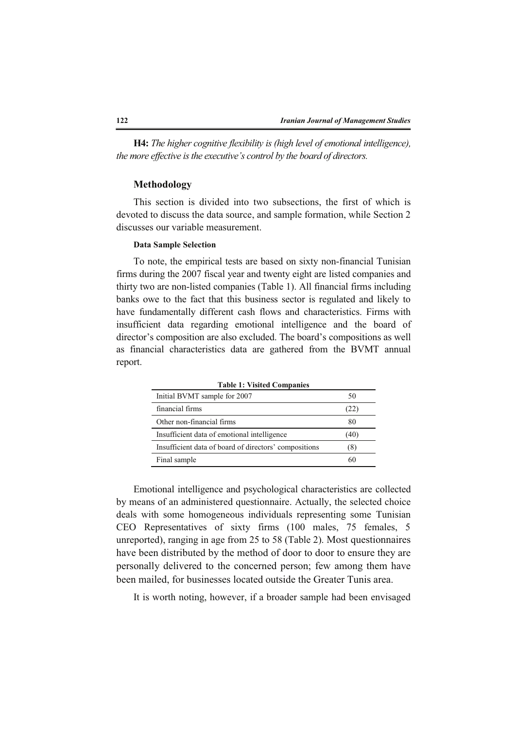**H4:** *The higher cognitive flexibility is (high level of emotional intelligence), the more effective is the executive's control by the board of directors.*

## Methodology

This section is divided into two subsections, the first of which is devoted to discuss the data source, and sample formation, while Section 2 discusses our variable measurement.

### Data Sample Selection

To note, the empirical tests are based on sixty non-financial Tunisian firms during the 2007 fiscal year and twenty eight are listed companies and thirty two are non-listed companies (Table 1). All financial firms including banks owe to the fact that this business sector is regulated and likely to have fundamentally different cash flows and characteristics. Firms with insufficient data regarding emotional intelligence and the board of director's composition are also excluded. The board's compositions as well as financial characteristics data are gathered from the BVMT annual report.

**Table 1: Visited Companies**

| | |
|---|---|
| Initial BVMT sample for 2007 | 50 |
| financial firms | (22) |
| Other non-financial firms | 80 |
| Insufficient data of emotional intelligence | (40) |
| Insufficient data of board of directors' compositions | (8) |
| Final sample | 60 |

Emotional intelligence and psychological characteristics are collected by means of an administered questionnaire. Actually, the selected choice deals with some homogeneous individuals representing some Tunisian CEO Representatives of sixty firms (100 males, 75 females, 5 unreported), ranging in age from 25 to 58 (Table 2). Most questionnaires have been distributed by the method of door to door to ensure they are personally delivered to the concerned person; few among them have been mailed, for businesses located outside the Greater Tunis area.

It is worth noting, however, if a broader sample had been envisaged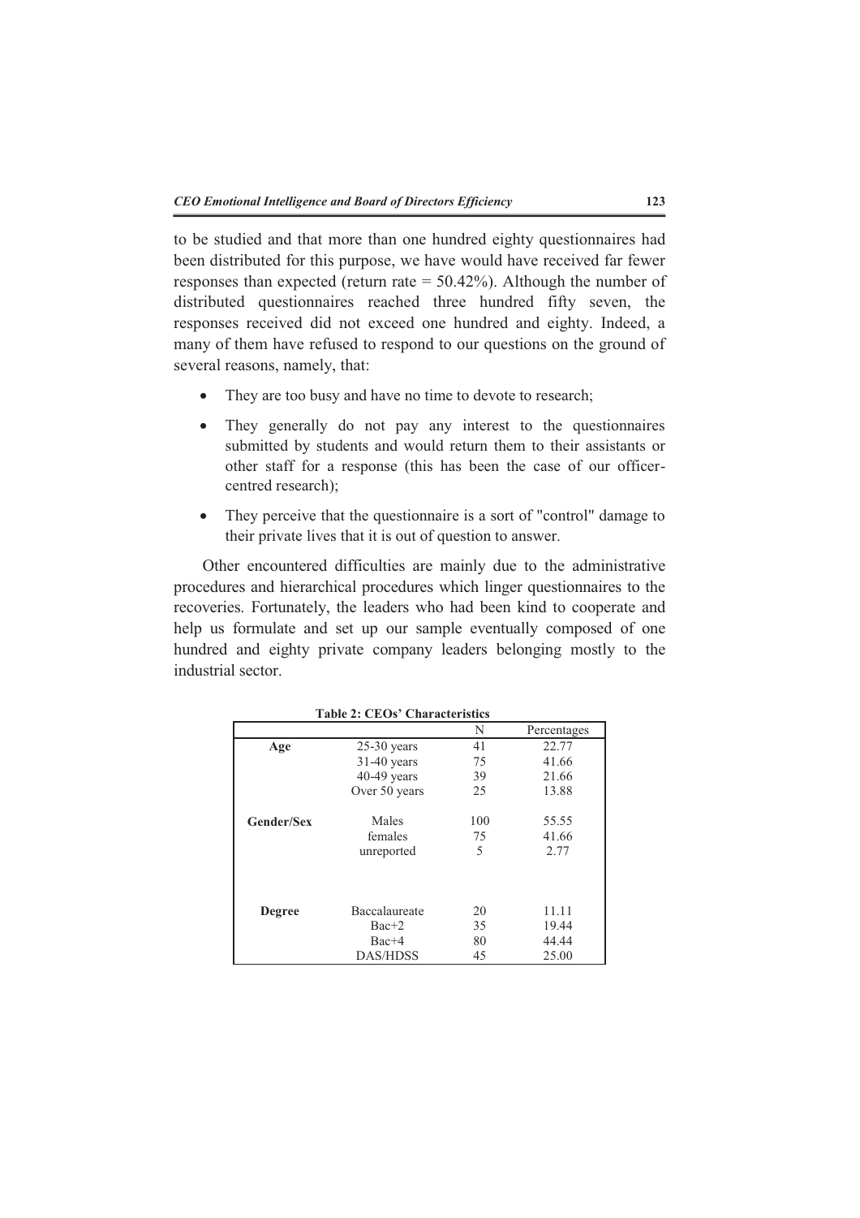to be studied and that more than one hundred eighty questionnaires had been distributed for this purpose, we have would have received far fewer responses than expected (return rate = 50.42%). Although the number of distributed questionnaires reached three hundred fifty seven, the responses received did not exceed one hundred and eighty. Indeed, a many of them have refused to respond to our questions on the ground of several reasons, namely, that:

- They are too busy and have no time to devote to research;
- They generally do not pay any interest to the questionnaires submitted by students and would return them to their assistants or other staff for a response (this has been the case of our officer-centred research);
- They perceive that the questionnaire is a sort of "control" damage to their private lives that it is out of question to answer.

Other encountered difficulties are mainly due to the administrative procedures and hierarchical procedures which linger questionnaires to the recoveries. Fortunately, the leaders who had been kind to cooperate and help us formulate and set up our sample eventually composed of one hundred and eighty private company leaders belonging mostly to the industrial sector.

**Table 2: CEOs' Characteristics**

| | | N | Percentages |
|---|---|---|---|
| **Age** | 25-30 years | 41 | 22.77 |
| | 31-40 years | 75 | 41.66 |
| | 40-49 years | 39 | 21.66 |
| | Over 50 years | 25 | 13.88 |
| **Gender/Sex** | Males | 100 | 55.55 |
| | females | 75 | 41.66 |
| | unreported | 5 | 2.77 |
| **Degree** | Baccalaureate | 20 | 11.11 |
| | Bac+2 | 35 | 19.44 |
| | Bac+4 | 80 | 44.44 |
| | DAS/HDSS | 45 | 25.00 |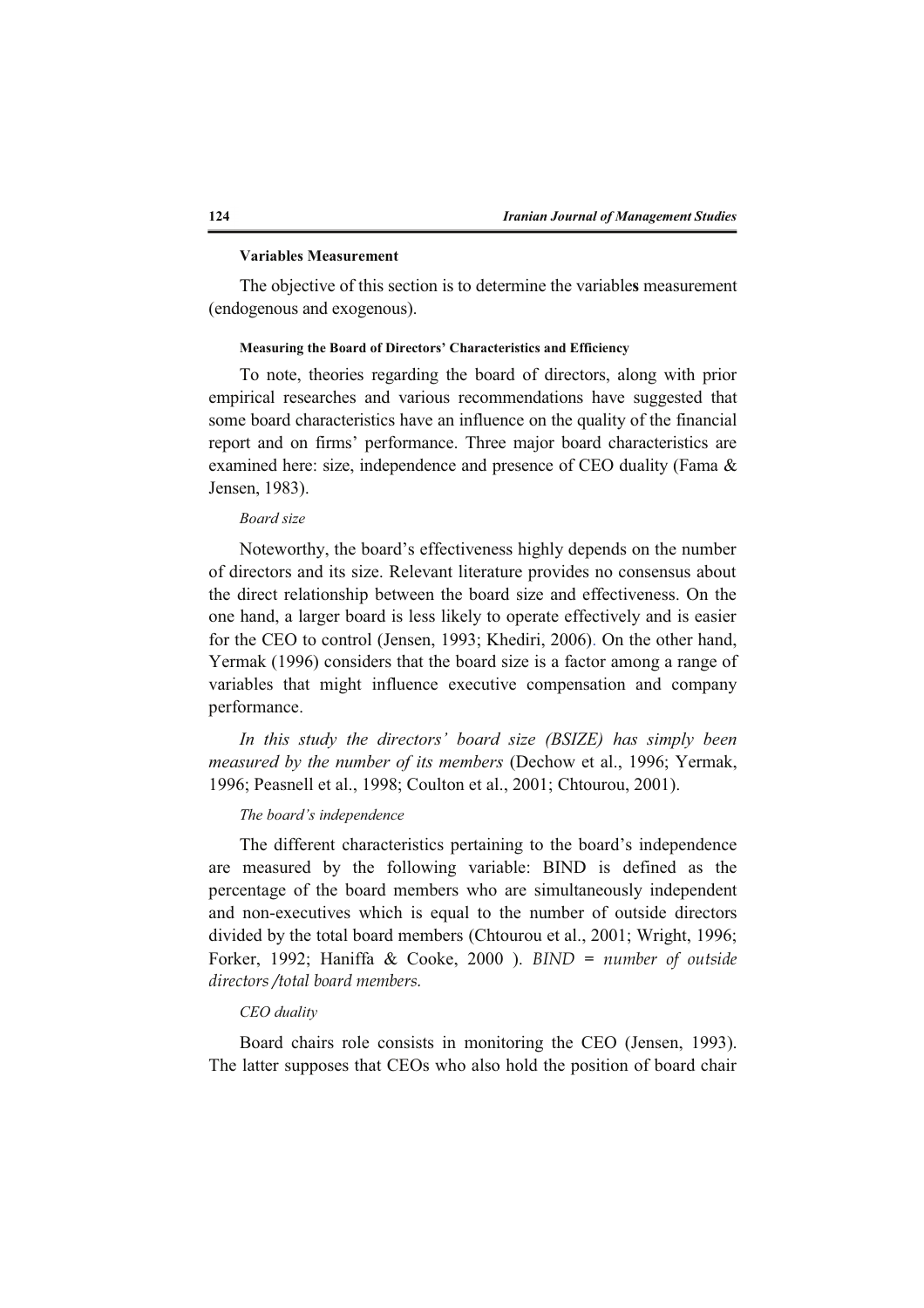**Variables Measurement**

The objective of this section is to determine the variables measurement (endogenous and exogenous).

**Measuring the Board of Directors' Characteristics and Efficiency**

To note, theories regarding the board of directors, along with prior empirical researches and various recommendations have suggested that some board characteristics have an influence on the quality of the financial report and on firms' performance. Three major board characteristics are examined here: size, independence and presence of CEO duality (Fama & Jensen, 1983).

*Board size*

Noteworthy, the board's effectiveness highly depends on the number of directors and its size. Relevant literature provides no consensus about the direct relationship between the board size and effectiveness. On the one hand, a larger board is less likely to operate effectively and is easier for the CEO to control (Jensen, 1993; Khediri, 2006). On the other hand, Yermak (1996) considers that the board size is a factor among a range of variables that might influence executive compensation and company performance.

*In this study the directors' board size (BSIZE) has simply been measured by the number of its members* (Dechow et al., 1996; Yermak, 1996; Peasnell et al., 1998; Coulton et al., 2001; Chtourou, 2001).

*The board's independence*

The different characteristics pertaining to the board's independence are measured by the following variable: BIND is defined as the percentage of the board members who are simultaneously independent and non-executives which is equal to the number of outside directors divided by the total board members (Chtourou et al., 2001; Wright, 1996; Forker, 1992; Haniffa & Cooke, 2000 ). *BIND = number of outside directors /total board members.*

*CEO duality*

Board chairs role consists in monitoring the CEO (Jensen, 1993). The latter supposes that CEOs who also hold the position of board chair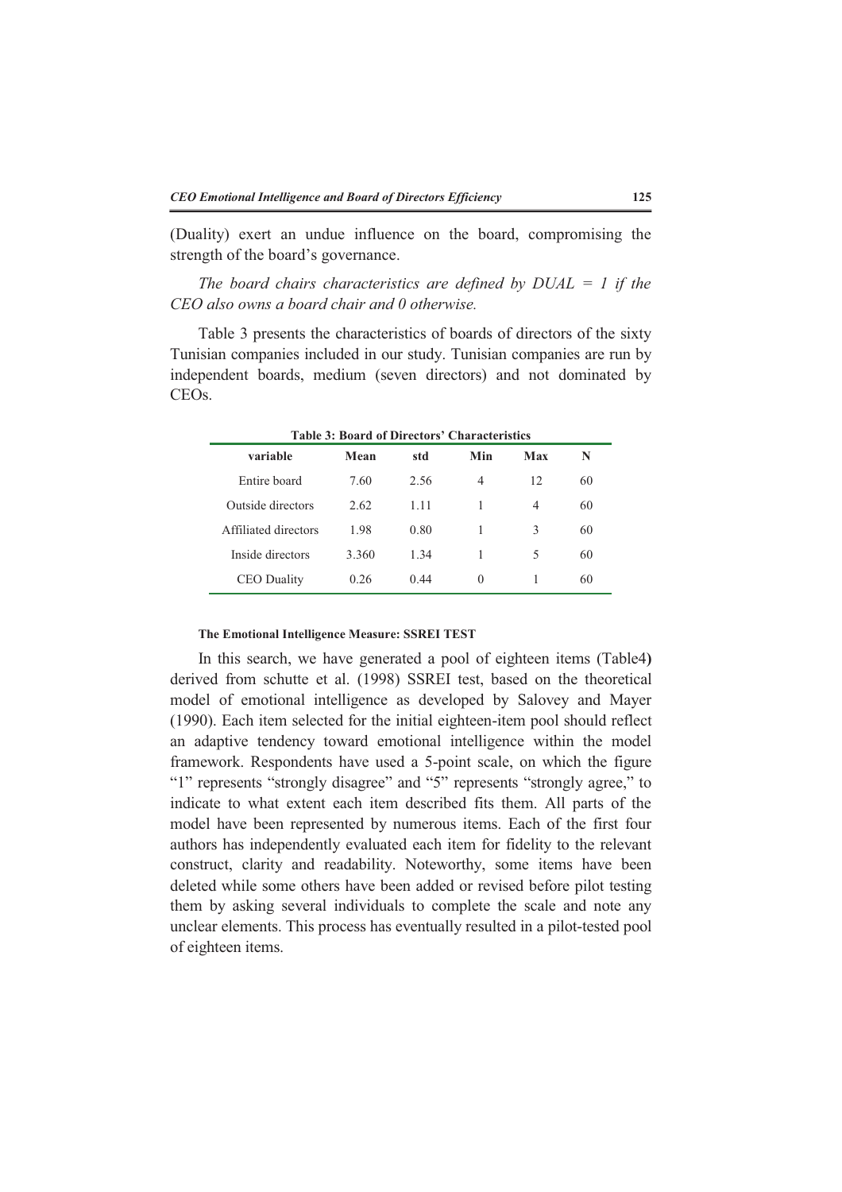(Duality) exert an undue influence on the board, compromising the strength of the board's governance.

*The board chairs characteristics are defined by DUAL = 1 if the CEO also owns a board chair and 0 otherwise.*

Table 3 presents the characteristics of boards of directors of the sixty Tunisian companies included in our study. Tunisian companies are run by independent boards, medium (seven directors) and not dominated by CEOs.

**Table 3: Board of Directors' Characteristics**

| variable | Mean | std | Min | Max | N |
|---|---|---|---|---|---|
| Entire board | 7.60 | 2.56 | 4 | 12 | 60 |
| Outside directors | 2.62 | 1.11 | 1 | 4 | 60 |
| Affiliated directors | 1.98 | 0.80 | 1 | 3 | 60 |
| Inside directors | 3.360 | 1.34 | 1 | 5 | 60 |
| CEO Duality | 0.26 | 0.44 | 0 | 1 | 60 |

#### The Emotional Intelligence Measure: SSREI TEST

In this search, we have generated a pool of eighteen items (Table4**)** derived from schutte et al. (1998) SSREI test, based on the theoretical model of emotional intelligence as developed by Salovey and Mayer (1990). Each item selected for the initial eighteen-item pool should reflect an adaptive tendency toward emotional intelligence within the model framework. Respondents have used a 5-point scale, on which the figure "1" represents "strongly disagree" and "5" represents "strongly agree," to indicate to what extent each item described fits them. All parts of the model have been represented by numerous items. Each of the first four authors has independently evaluated each item for fidelity to the relevant construct, clarity and readability. Noteworthy, some items have been deleted while some others have been added or revised before pilot testing them by asking several individuals to complete the scale and note any unclear elements. This process has eventually resulted in a pilot-tested pool of eighteen items.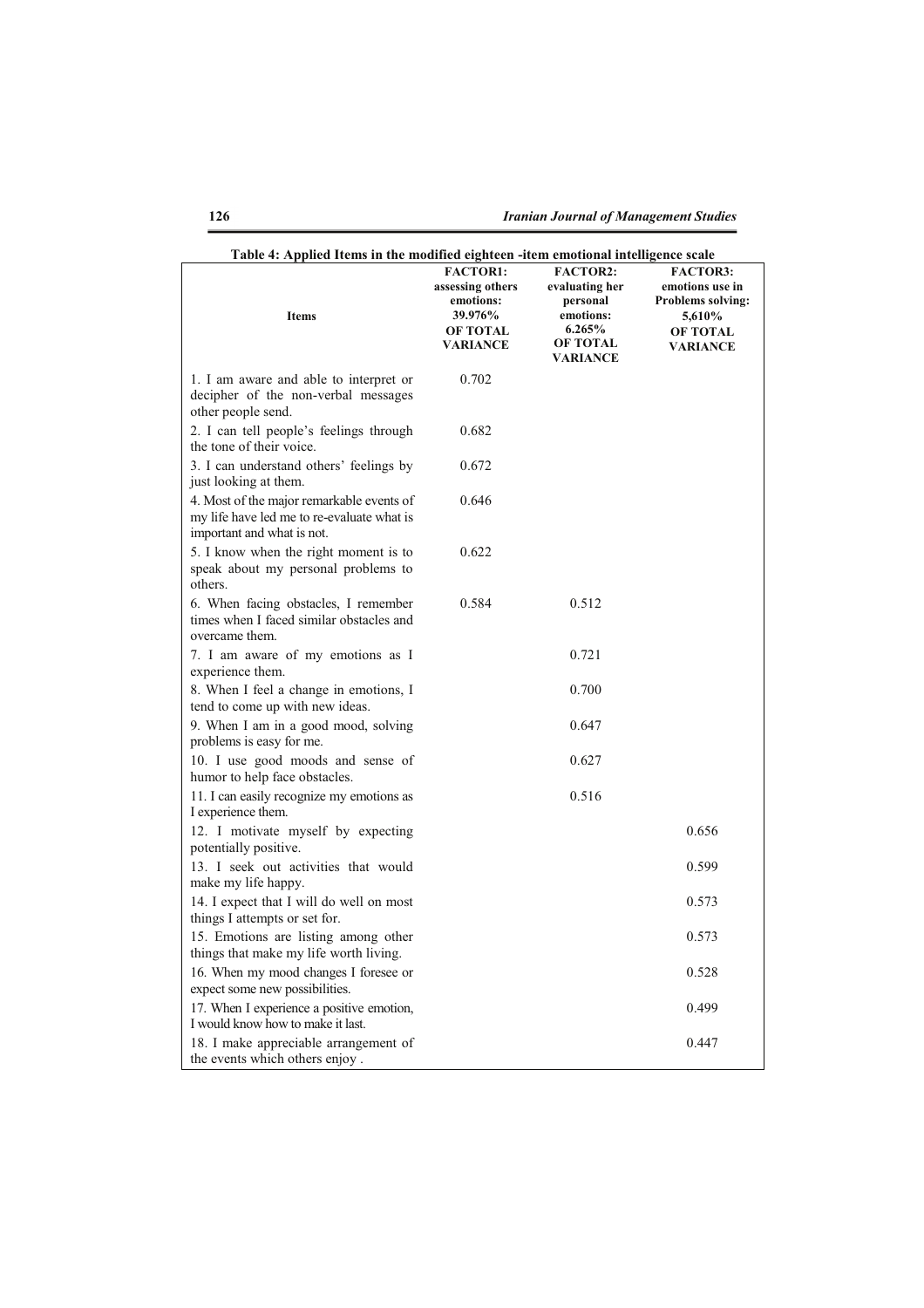**Table 4: Applied Items in the modified eighteen -item emotional intelligence scale**

| Items | FACTOR1: assessing others emotions: 39.976% OF TOTAL VARIANCE | FACTOR2: evaluating her personal emotions: 6.265% OF TOTAL VARIANCE | FACTOR3: emotions use in Problems solving: 5,610% OF TOTAL VARIANCE |
|---|---|---|---|
| 1. I am aware and able to interpret or decipher of the non-verbal messages other people send. | 0.702 | | |
| 2. I can tell people's feelings through the tone of their voice. | 0.682 | | |
| 3. I can understand others' feelings by just looking at them. | 0.672 | | |
| 4. Most of the major remarkable events of my life have led me to re-evaluate what is important and what is not. | 0.646 | | |
| 5. I know when the right moment is to speak about my personal problems to others. | 0.622 | | |
| 6. When facing obstacles, I remember times when I faced similar obstacles and overcame them. | 0.584 | 0.512 | |
| 7. I am aware of my emotions as I experience them. | | 0.721 | |
| 8. When I feel a change in emotions, I tend to come up with new ideas. | | 0.700 | |
| 9. When I am in a good mood, solving problems is easy for me. | | 0.647 | |
| 10. I use good moods and sense of humor to help face obstacles. | | 0.627 | |
| 11. I can easily recognize my emotions as I experience them. | | 0.516 | |
| 12. I motivate myself by expecting potentially positive. | | | 0.656 |
| 13. I seek out activities that would make my life happy. | | | 0.599 |
| 14. I expect that I will do well on most things I attempts or set for. | | | 0.573 |
| 15. Emotions are listing among other things that make my life worth living. | | | 0.573 |
| 16. When my mood changes I foresee or expect some new possibilities. | | | 0.528 |
| 17. When I experience a positive emotion, I would know how to make it last. | | | 0.499 |
| 18. I make appreciable arrangement of the events which others enjoy . | | | 0.447 |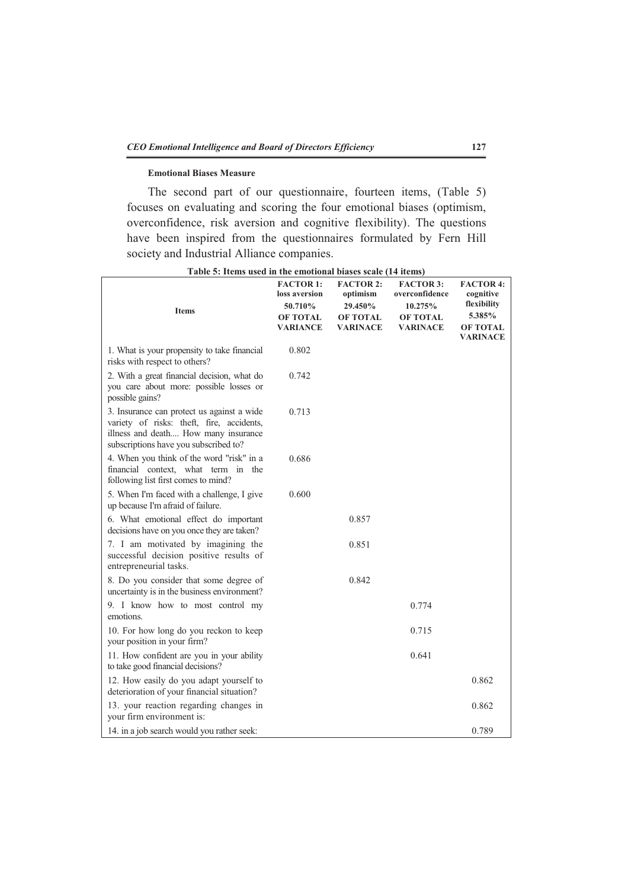### Emotional Biases Measure

The second part of our questionnaire, fourteen items, (Table 5) focuses on evaluating and scoring the four emotional biases (optimism, overconfidence, risk aversion and cognitive flexibility). The questions have been inspired from the questionnaires formulated by Fern Hill society and Industrial Alliance companies.

**Table 5: Items used in the emotional biases scale (14 items)**

| Items | FACTOR 1: loss aversion 50.710% OF TOTAL VARIANCE | FACTOR 2: optimism 29.450% OF TOTAL VARINACE | FACTOR 3: overconfidence 10.275% OF TOTAL VARINACE | FACTOR 4: cognitive flexibility 5.385% OF TOTAL VARINACE |
|---|---|---|---|---|
| 1. What is your propensity to take financial risks with respect to others? | 0.802 | | | |
| 2. With a great financial decision, what do you care about more: possible losses or possible gains? | 0.742 | | | |
| 3. Insurance can protect us against a wide variety of risks: theft, fire, accidents, illness and death.... How many insurance subscriptions have you subscribed to? | 0.713 | | | |
| 4. When you think of the word "risk" in a financial context, what term in the following list first comes to mind? | 0.686 | | | |
| 5. When I'm faced with a challenge, I give up because I'm afraid of failure. | 0.600 | | | |
| 6. What emotional effect do important decisions have on you once they are taken? | | 0.857 | | |
| 7. I am motivated by imagining the successful decision positive results of entrepreneurial tasks. | | 0.851 | | |
| 8. Do you consider that some degree of uncertainty is in the business environment? | | 0.842 | | |
| 9. I know how to most control my emotions. | | | 0.774 | |
| 10. For how long do you reckon to keep your position in your firm? | | | 0.715 | |
| 11. How confident are you in your ability to take good financial decisions? | | | 0.641 | |
| 12. How easily do you adapt yourself to deterioration of your financial situation? | | | | 0.862 |
| 13. your reaction regarding changes in your firm environment is: | | | | 0.862 |
| 14. in a job search would you rather seek: | | | | 0.789 |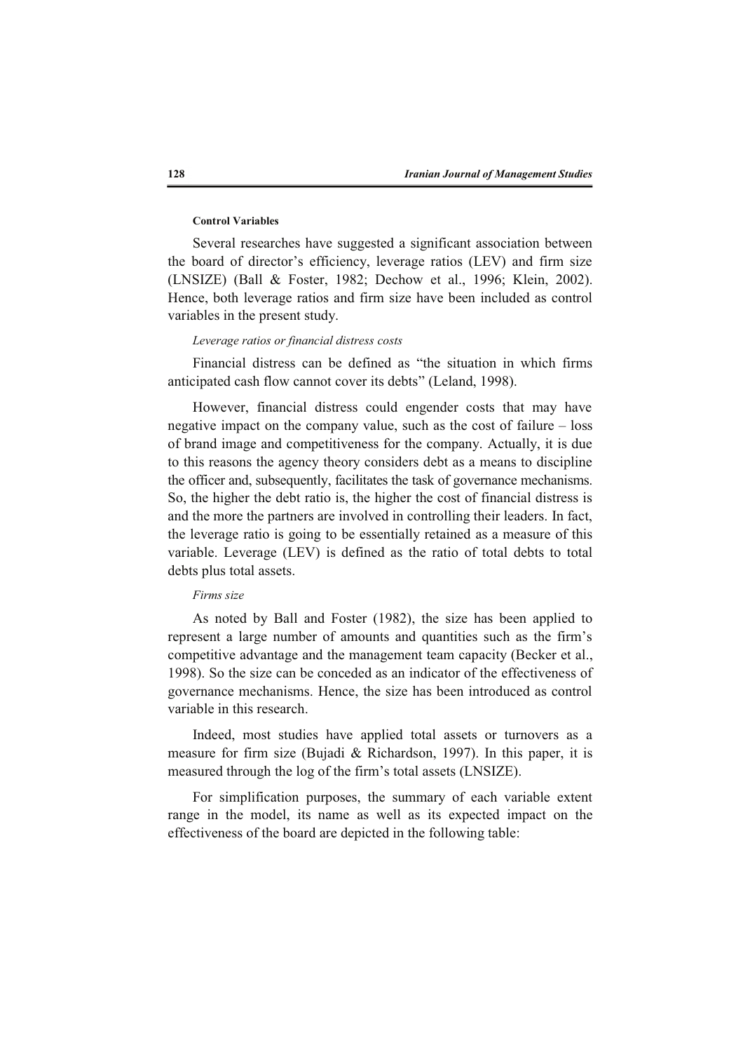#### Control Variables

Several researches have suggested a significant association between the board of director's efficiency, leverage ratios (LEV) and firm size (LNSIZE) (Ball & Foster, 1982; Dechow et al., 1996; Klein, 2002). Hence, both leverage ratios and firm size have been included as control variables in the present study.

*Leverage ratios or financial distress costs*

Financial distress can be defined as "the situation in which firms anticipated cash flow cannot cover its debts" (Leland, 1998).

However, financial distress could engender costs that may have negative impact on the company value, such as the cost of failure – loss of brand image and competitiveness for the company. Actually, it is due to this reasons the agency theory considers debt as a means to discipline the officer and, subsequently, facilitates the task of governance mechanisms. So, the higher the debt ratio is, the higher the cost of financial distress is and the more the partners are involved in controlling their leaders. In fact, the leverage ratio is going to be essentially retained as a measure of this variable. Leverage (LEV) is defined as the ratio of total debts to total debts plus total assets.

*Firms size*

As noted by Ball and Foster (1982), the size has been applied to represent a large number of amounts and quantities such as the firm's competitive advantage and the management team capacity (Becker et al., 1998). So the size can be conceded as an indicator of the effectiveness of governance mechanisms. Hence, the size has been introduced as control variable in this research.

Indeed, most studies have applied total assets or turnovers as a measure for firm size (Bujadi & Richardson, 1997). In this paper, it is measured through the log of the firm's total assets (LNSIZE).

For simplification purposes, the summary of each variable extent range in the model, its name as well as its expected impact on the effectiveness of the board are depicted in the following table: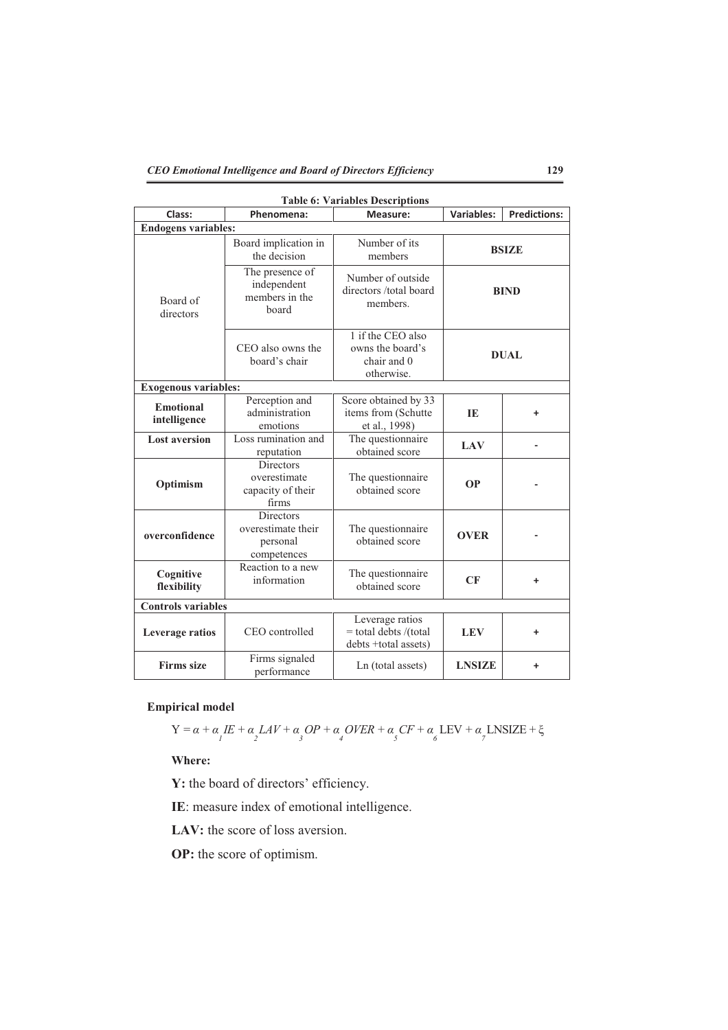**Table 6: Variables Descriptions**

| Class: | Phenomena: | Measure: | Variables: | Predictions: |
|---|---|---|---|---|
| **Endogens variables:** | | | | |
| Board of directors | Board implication in the decision | Number of its members | **BSIZE** | |
| | The presence of independent members in the board | Number of outside directors /total board members. | **BIND** | |
| | CEO also owns the board's chair | 1 if the CEO also owns the board's chair and 0 otherwise. | **DUAL** | |
| **Exogenous variables:** | | | | |
| **Emotional intelligence** | Perception and administration emotions | Score obtained by 33 items from (Schutte et al., 1998) | **IE** | + |
| **Lost aversion** | Loss rumination and reputation | The questionnaire obtained score | **LAV** | - |
| **Optimism** | Directors overestimate capacity of their firms | The questionnaire obtained score | **OP** | - |
| **overconfidence** | Directors overestimate their personal competences | The questionnaire obtained score | **OVER** | - |
| **Cognitive flexibility** | Reaction to a new information | The questionnaire obtained score | **CF** | + |
| **Controls variables** | | | | |
| **Leverage ratios** | CEO controlled | Leverage ratios = total debts /(total debts +total assets) | **LEV** | + |
| **Firms size** | Firms signaled performance | Ln (total assets) | **LNSIZE** | + |

**Empirical model**

$$Y = \alpha + \alpha_1 IE + \alpha_2 LAV + \alpha_3 OP + \alpha_4 OVER + \alpha_5 CF + \alpha_6 \text{LEV} + \alpha_7 \text{LNSIZE} + \xi$$

**Where:**

**Y:** the board of directors' efficiency.

**IE**: measure index of emotional intelligence.

**LAV:** the score of loss aversion.

**OP:** the score of optimism.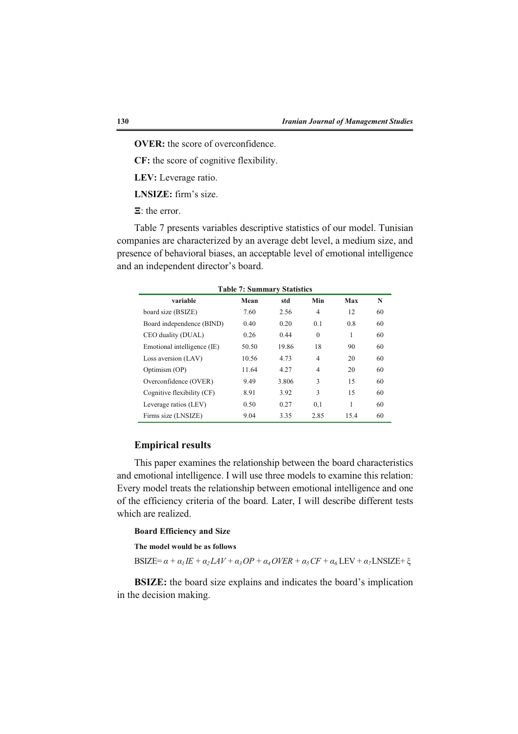**OVER:** the score of overconfidence.

**CF:** the score of cognitive flexibility.

**LEV:** Leverage ratio.

**LNSIZE:** firm's size.

**Ξ**: the error.

Table 7 presents variables descriptive statistics of our model. Tunisian companies are characterized by an average debt level, a medium size, and presence of behavioral biases, an acceptable level of emotional intelligence and an independent director's board.

**Table 7: Summary Statistics**

| variable | Mean | std | Min | Max | N |
|---|---|---|---|---|---|
| board size (BSIZE) | 7.60 | 2.56 | 4 | 12 | 60 |
| Board independence (BIND) | 0.40 | 0.20 | 0.1 | 0.8 | 60 |
| CEO duality (DUAL) | 0.26 | 0.44 | 0 | 1 | 60 |
| Emotional intelligence (IE) | 50.50 | 19.86 | 18 | 90 | 60 |
| Loss aversion (LAV) | 10.56 | 4.73 | 4 | 20 | 60 |
| Optimism (OP) | 11.64 | 4.27 | 4 | 20 | 60 |
| Overconfidence (OVER) | 9.49 | 3.806 | 3 | 15 | 60 |
| Cognitive flexibility (CF) | 8.91 | 3.92 | 3 | 15 | 60 |
| Leverage ratios (LEV) | 0.50 | 0.27 | 0,1 | 1 | 60 |
| Firms size (LNSIZE) | 9.04 | 3.35 | 2.85 | 15.4 | 60 |

## Empirical results

This paper examines the relationship between the board characteristics and emotional intelligence. I will use three models to examine this relation: Every model treats the relationship between emotional intelligence and one of the efficiency criteria of the board. Later, I will describe different tests which are realized.

#### Board Efficiency and Size

**The model would be as follows**

$$\text{BSIZE} = \alpha + \alpha_1 IE + \alpha_2 LAV + \alpha_3 OP + \alpha_4 OVER + \alpha_5 CF + \alpha_6 \text{LEV} + \alpha_7 \text{LNSIZE} + \xi$$

**BSIZE:** the board size explains and indicates the board's implication in the decision making.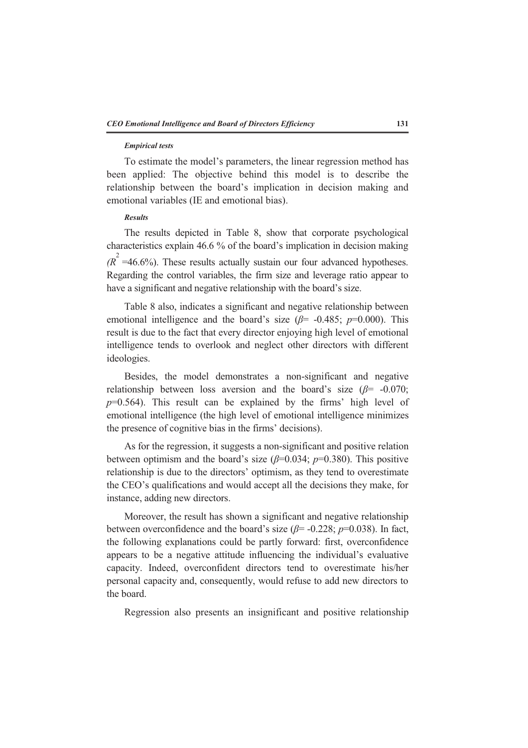#### *Empirical tests*

To estimate the model's parameters, the linear regression method has been applied: The objective behind this model is to describe the relationship between the board's implication in decision making and emotional variables (IE and emotional bias).

#### *Results*

The results depicted in Table 8, show that corporate psychological characteristics explain 46.6 % of the board's implication in decision making ($R^2$ =46.6%). These results actually sustain our four advanced hypotheses. Regarding the control variables, the firm size and leverage ratio appear to have a significant and negative relationship with the board's size.

Table 8 also, indicates a significant and negative relationship between emotional intelligence and the board's size ($\beta$= -0.485; $p$=0.000). This result is due to the fact that every director enjoying high level of emotional intelligence tends to overlook and neglect other directors with different ideologies.

Besides, the model demonstrates a non-significant and negative relationship between loss aversion and the board's size ($\beta$= -0.070; $p$=0.564). This result can be explained by the firms' high level of emotional intelligence (the high level of emotional intelligence minimizes the presence of cognitive bias in the firms' decisions).

As for the regression, it suggests a non-significant and positive relation between optimism and the board's size ($\beta$=0.034; $p$=0.380). This positive relationship is due to the directors' optimism, as they tend to overestimate the CEO's qualifications and would accept all the decisions they make, for instance, adding new directors.

Moreover, the result has shown a significant and negative relationship between overconfidence and the board's size ($\beta$= -0.228; $p$=0.038). In fact, the following explanations could be partly forward: first, overconfidence appears to be a negative attitude influencing the individual's evaluative capacity. Indeed, overconfident directors tend to overestimate his/her personal capacity and, consequently, would refuse to add new directors to the board.

Regression also presents an insignificant and positive relationship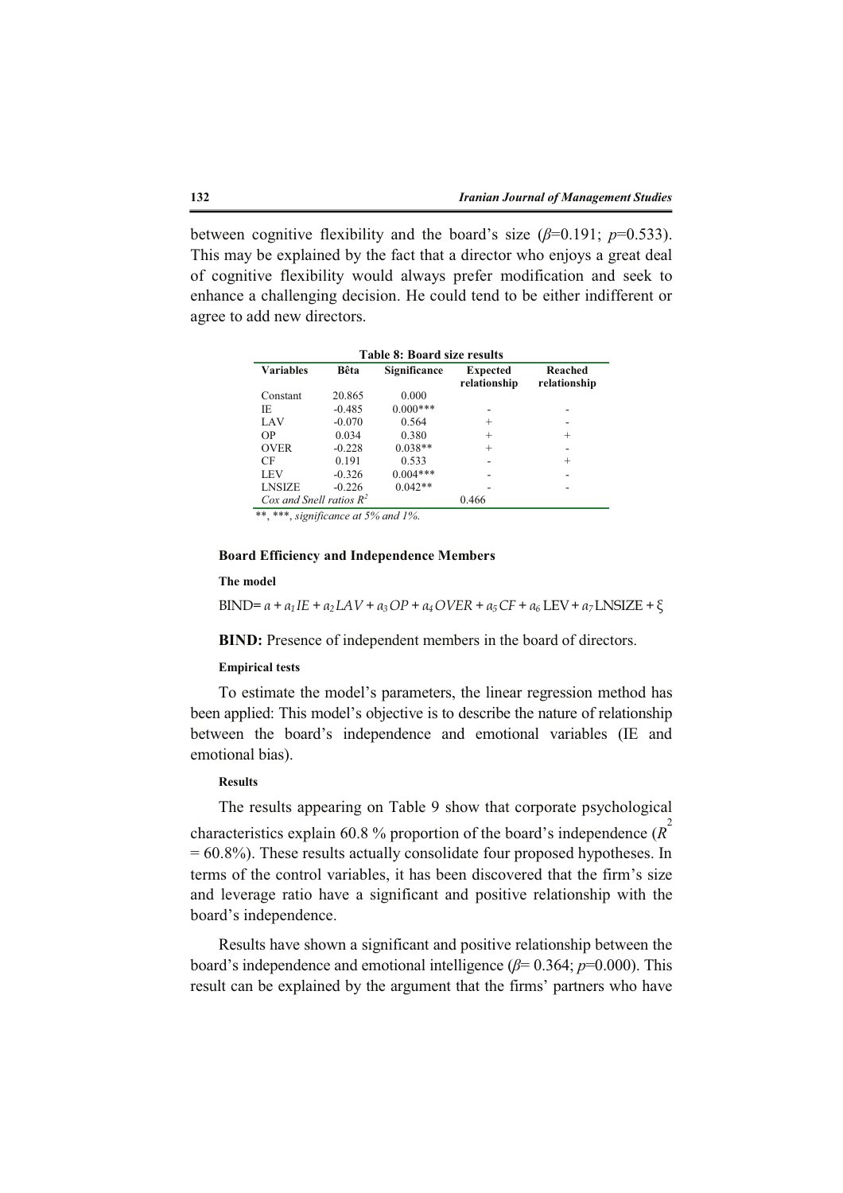between cognitive flexibility and the board's size ($\beta$=0.191; $p$=0.533). This may be explained by the fact that a director who enjoys a great deal of cognitive flexibility would always prefer modification and seek to enhance a challenging decision. He could tend to be either indifferent or agree to add new directors.

**Table 8: Board size results**

| Variables | Bêta | Significance | Expected relationship | Reached relationship |
|---|---|---|---|---|
| Constant | 20.865 | 0.000 | | |
| IE | -0.485 | 0.000*** | - | - |
| LAV | -0.070 | 0.564 | + | - |
| OP | 0.034 | 0.380 | + | + |
| OVER | -0.228 | 0.038** | + | - |
| CF | 0.191 | 0.533 | - | + |
| LEV | -0.326 | 0.004*** | - | - |
| LNSIZE | -0.226 | 0.042** | - | - |
| *Cox and Snell ratios $R^2$* | | | 0.466 | |

**, ***, *significance at 5% and 1%.*

### Board Efficiency and Independence Members

#### The model

$$BIND = a + a_1 IE + a_2 LAV + a_3 OP + a_4 OVER + a_5 CF + a_6 LEV + a_7 LNSIZE + \xi$$

**BIND:** Presence of independent members in the board of directors.

#### Empirical tests

To estimate the model's parameters, the linear regression method has been applied: This model's objective is to describe the nature of relationship between the board's independence and emotional variables (IE and emotional bias).

#### Results

The results appearing on Table 9 show that corporate psychological characteristics explain 60.8 % proportion of the board's independence ($R^2$ = 60.8%). These results actually consolidate four proposed hypotheses. In terms of the control variables, it has been discovered that the firm's size and leverage ratio have a significant and positive relationship with the board's independence.

Results have shown a significant and positive relationship between the board's independence and emotional intelligence ($\beta$= 0.364; $p$=0.000). This result can be explained by the argument that the firms' partners who have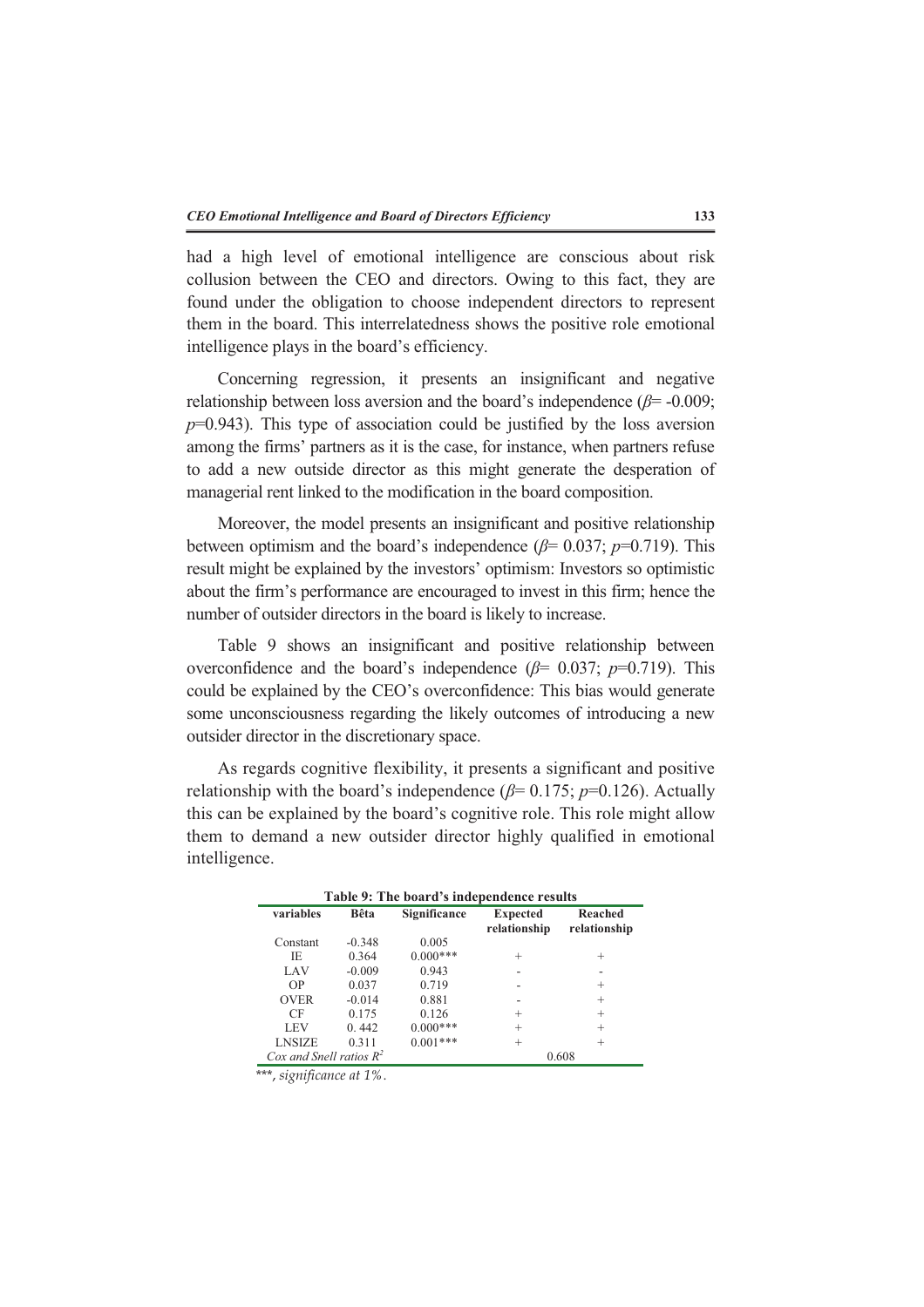had a high level of emotional intelligence are conscious about risk collusion between the CEO and directors. Owing to this fact, they are found under the obligation to choose independent directors to represent them in the board. This interrelatedness shows the positive role emotional intelligence plays in the board's efficiency.

Concerning regression, it presents an insignificant and negative relationship between loss aversion and the board's independence ($\beta$= -0.009; $p$=0.943). This type of association could be justified by the loss aversion among the firms' partners as it is the case, for instance, when partners refuse to add a new outside director as this might generate the desperation of managerial rent linked to the modification in the board composition.

Moreover, the model presents an insignificant and positive relationship between optimism and the board's independence ($\beta$= 0.037; $p$=0.719). This result might be explained by the investors' optimism: Investors so optimistic about the firm's performance are encouraged to invest in this firm; hence the number of outsider directors in the board is likely to increase.

Table 9 shows an insignificant and positive relationship between overconfidence and the board's independence ($\beta$= 0.037; $p$=0.719). This could be explained by the CEO's overconfidence: This bias would generate some unconsciousness regarding the likely outcomes of introducing a new outsider director in the discretionary space.

As regards cognitive flexibility, it presents a significant and positive relationship with the board's independence ($\beta$= 0.175; $p$=0.126). Actually this can be explained by the board's cognitive role. This role might allow them to demand a new outsider director highly qualified in emotional intelligence.

**Table 9: The board's independence results**

| variables | Bêta | Significance | Expected relationship | Reached relationship |
|---|---|---|---|---|
| Constant | -0.348 | 0.005 | | |
| IE | 0.364 | 0.000*** | + | + |
| LAV | -0.009 | 0.943 | - | - |
| OP | 0.037 | 0.719 | - | + |
| OVER | -0.014 | 0.881 | - | + |
| CF | 0.175 | 0.126 | + | + |
| LEV | 0. 442 | 0.000*** | + | + |
| LNSIZE | 0.311 | 0.001*** | + | + |
| *Cox and Snell ratios $R^2$* | | | 0.608 | |

*\*\*\*, significance at 1%.*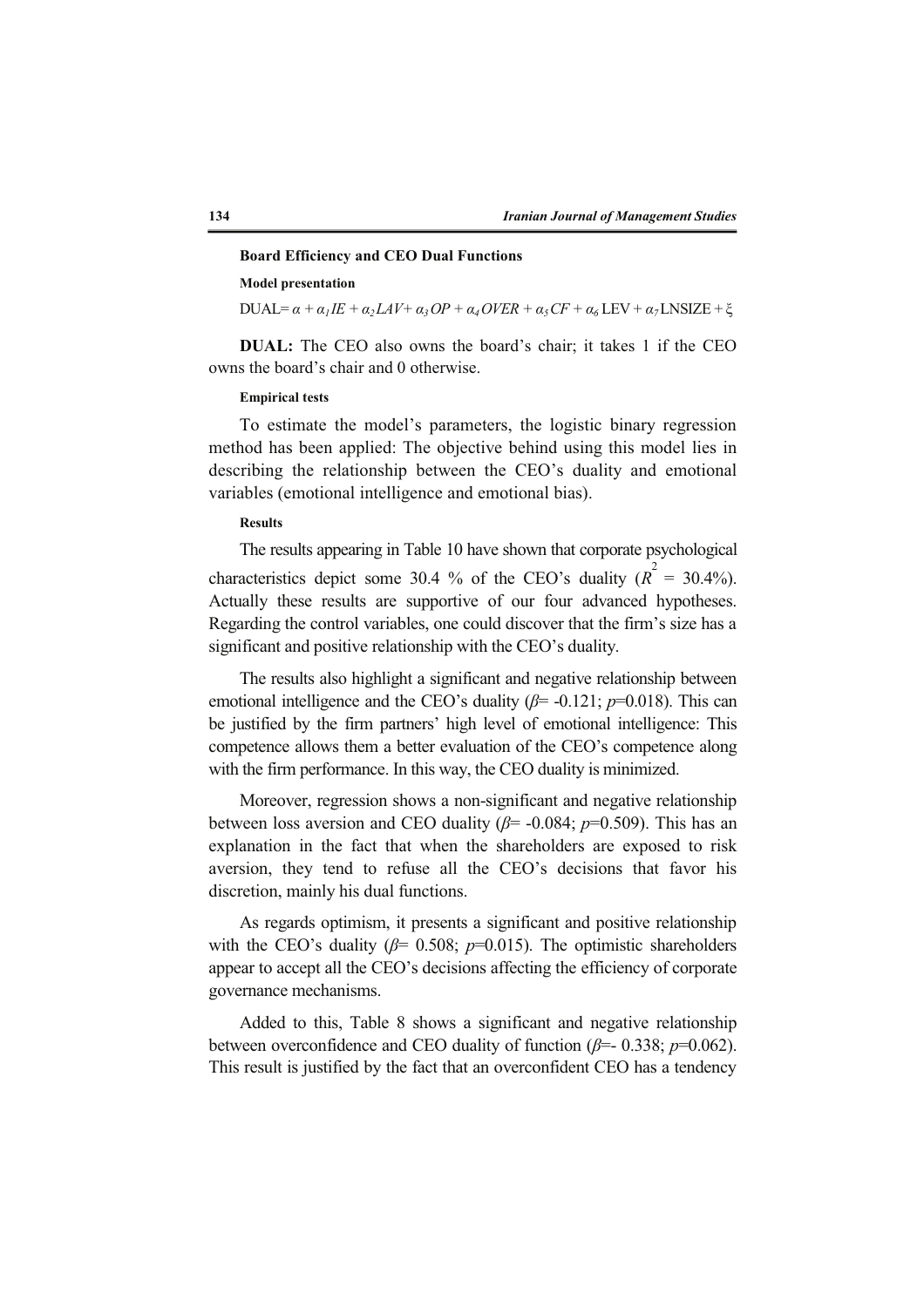### Board Efficiency and CEO Dual Functions

#### Model presentation

$$DUAL = \alpha + \alpha_1 IE + \alpha_2 LAV + \alpha_3 OP + \alpha_4 OVER + \alpha_5 CF + \alpha_6 \text{LEV} + \alpha_7 \text{LNSIZE} + \xi$$

**DUAL:** The CEO also owns the board's chair; it takes 1 if the CEO owns the board's chair and 0 otherwise.

#### Empirical tests

To estimate the model's parameters, the logistic binary regression method has been applied: The objective behind using this model lies in describing the relationship between the CEO's duality and emotional variables (emotional intelligence and emotional bias).

#### Results

The results appearing in Table 10 have shown that corporate psychological characteristics depict some 30.4 % of the CEO's duality ($R^2$ = 30.4%). Actually these results are supportive of our four advanced hypotheses. Regarding the control variables, one could discover that the firm's size has a significant and positive relationship with the CEO's duality.

The results also highlight a significant and negative relationship between emotional intelligence and the CEO's duality ($\beta$= -0.121; $p$=0.018). This can be justified by the firm partners' high level of emotional intelligence: This competence allows them a better evaluation of the CEO's competence along with the firm performance. In this way, the CEO duality is minimized.

Moreover, regression shows a non-significant and negative relationship between loss aversion and CEO duality ($\beta$= -0.084; $p$=0.509). This has an explanation in the fact that when the shareholders are exposed to risk aversion, they tend to refuse all the CEO's decisions that favor his discretion, mainly his dual functions.

As regards optimism, it presents a significant and positive relationship with the CEO's duality ($\beta$= 0.508; $p$=0.015). The optimistic shareholders appear to accept all the CEO's decisions affecting the efficiency of corporate governance mechanisms.

Added to this, Table 8 shows a significant and negative relationship between overconfidence and CEO duality of function ($\beta$=- 0.338; $p$=0.062). This result is justified by the fact that an overconfident CEO has a tendency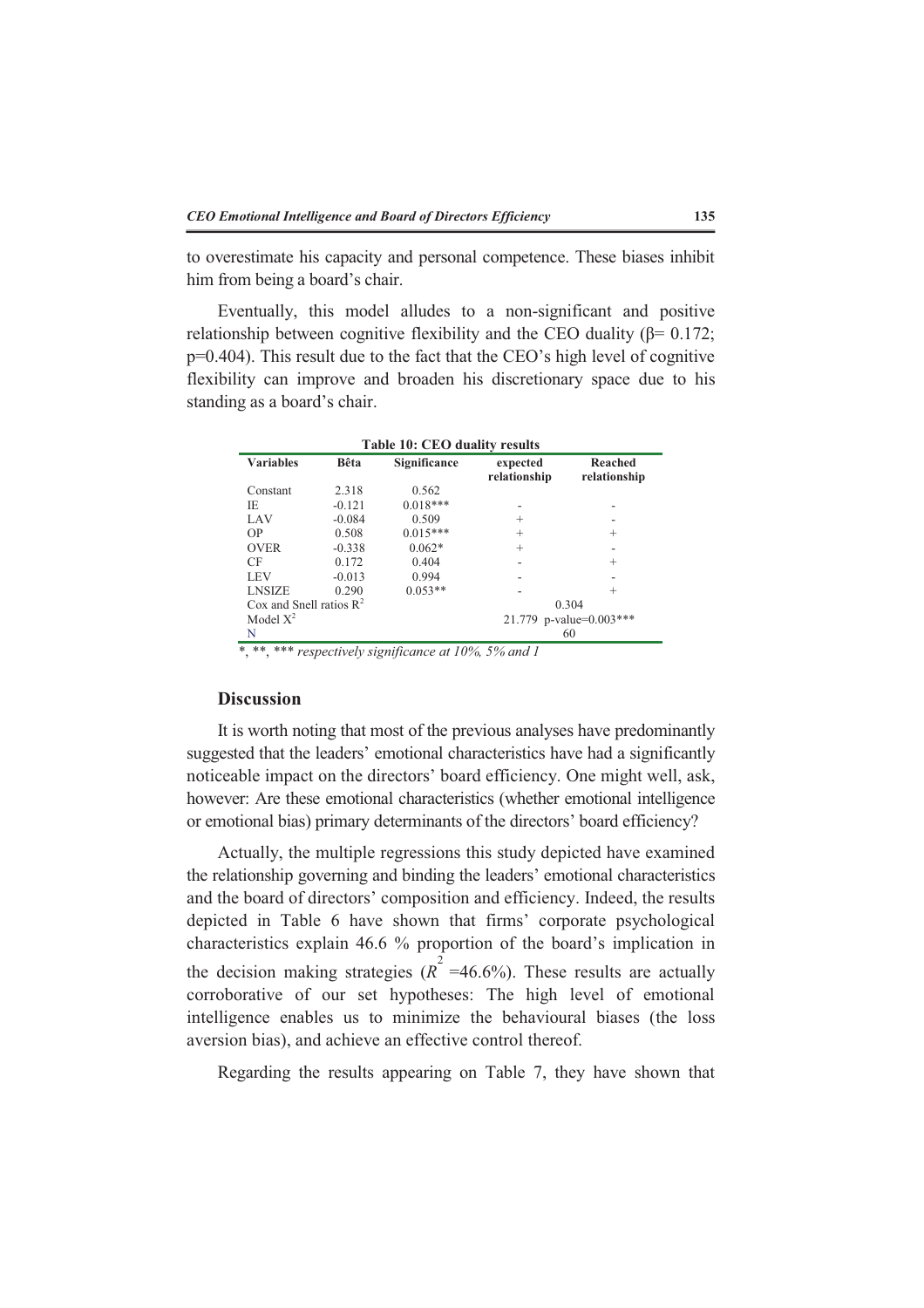to overestimate his capacity and personal competence. These biases inhibit him from being a board's chair.

Eventually, this model alludes to a non-significant and positive relationship between cognitive flexibility and the CEO duality (β= 0.172; p=0.404). This result due to the fact that the CEO's high level of cognitive flexibility can improve and broaden his discretionary space due to his standing as a board's chair.

**Table 10: CEO duality results**

| Variables | Bêta | Significance | expected relationship | Reached relationship |
|---|---|---|---|---|
| Constant | 2.318 | 0.562 | | |
| IE | -0.121 | 0.018*** | - | - |
| LAV | -0.084 | 0.509 | + | - |
| OP | 0.508 | 0.015*** | + | + |
| OVER | -0.338 | 0.062* | + | - |
| CF | 0.172 | 0.404 | - | + |
| LEV | -0.013 | 0.994 | - | - |
| LNSIZE | 0.290 | 0.053** | - | + |
| Cox and Snell ratios $R^2$ | | | 0.304 | |
| Model $X^2$ | | | 21.779 p-value=0.003*** | |
| N | | | 60 | |

*, **, *** *respectively significance at 10%, 5% and 1*

### Discussion

It is worth noting that most of the previous analyses have predominantly suggested that the leaders' emotional characteristics have had a significantly noticeable impact on the directors' board efficiency. One might well, ask, however: Are these emotional characteristics (whether emotional intelligence or emotional bias) primary determinants of the directors' board efficiency?

Actually, the multiple regressions this study depicted have examined the relationship governing and binding the leaders' emotional characteristics and the board of directors' composition and efficiency. Indeed, the results depicted in Table 6 have shown that firms' corporate psychological characteristics explain 46.6 % proportion of the board's implication in the decision making strategies ($R^2$ =46.6%). These results are actually corroborative of our set hypotheses: The high level of emotional intelligence enables us to minimize the behavioural biases (the loss aversion bias), and achieve an effective control thereof.

Regarding the results appearing on Table 7, they have shown that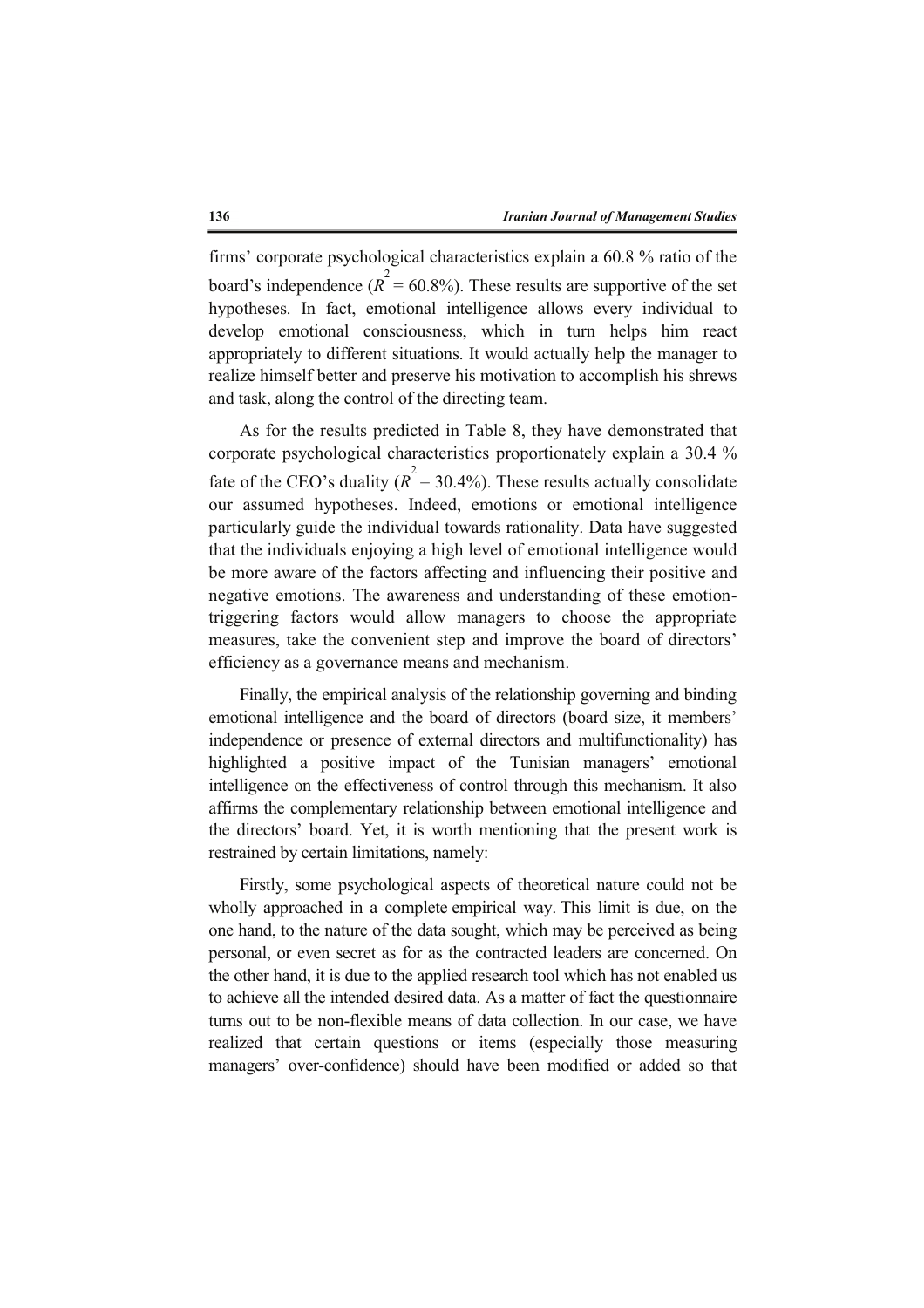firms' corporate psychological characteristics explain a 60.8 % ratio of the board's independence ($R^2 = 60.8\%$). These results are supportive of the set hypotheses. In fact, emotional intelligence allows every individual to develop emotional consciousness, which in turn helps him react appropriately to different situations. It would actually help the manager to realize himself better and preserve his motivation to accomplish his shrews and task, along the control of the directing team.

As for the results predicted in Table 8, they have demonstrated that corporate psychological characteristics proportionately explain a 30.4 % fate of the CEO's duality ($R^2 = 30.4\%$). These results actually consolidate our assumed hypotheses. Indeed, emotions or emotional intelligence particularly guide the individual towards rationality. Data have suggested that the individuals enjoying a high level of emotional intelligence would be more aware of the factors affecting and influencing their positive and negative emotions. The awareness and understanding of these emotion-triggering factors would allow managers to choose the appropriate measures, take the convenient step and improve the board of directors' efficiency as a governance means and mechanism.

Finally, the empirical analysis of the relationship governing and binding emotional intelligence and the board of directors (board size, it members' independence or presence of external directors and multifunctionality) has highlighted a positive impact of the Tunisian managers' emotional intelligence on the effectiveness of control through this mechanism. It also affirms the complementary relationship between emotional intelligence and the directors' board. Yet, it is worth mentioning that the present work is restrained by certain limitations, namely:

Firstly, some psychological aspects of theoretical nature could not be wholly approached in a complete empirical way. This limit is due, on the one hand, to the nature of the data sought, which may be perceived as being personal, or even secret as for as the contracted leaders are concerned. On the other hand, it is due to the applied research tool which has not enabled us to achieve all the intended desired data. As a matter of fact the questionnaire turns out to be non-flexible means of data collection. In our case, we have realized that certain questions or items (especially those measuring managers' over-confidence) should have been modified or added so that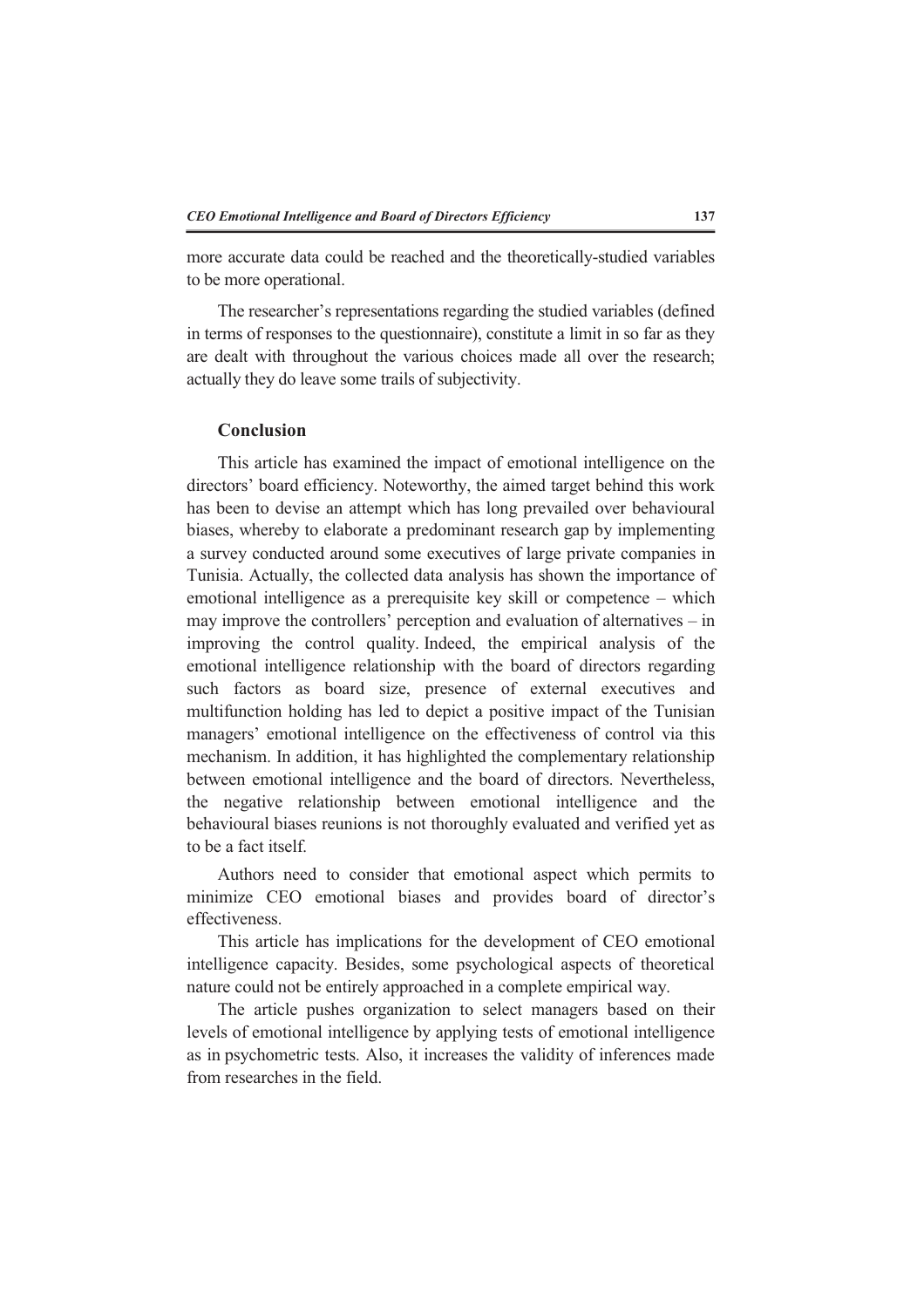more accurate data could be reached and the theoretically-studied variables to be more operational.

The researcher's representations regarding the studied variables (defined in terms of responses to the questionnaire), constitute a limit in so far as they are dealt with throughout the various choices made all over the research; actually they do leave some trails of subjectivity.

## Conclusion

This article has examined the impact of emotional intelligence on the directors' board efficiency. Noteworthy, the aimed target behind this work has been to devise an attempt which has long prevailed over behavioural biases, whereby to elaborate a predominant research gap by implementing a survey conducted around some executives of large private companies in Tunisia. Actually, the collected data analysis has shown the importance of emotional intelligence as a prerequisite key skill or competence – which may improve the controllers' perception and evaluation of alternatives – in improving the control quality. Indeed, the empirical analysis of the emotional intelligence relationship with the board of directors regarding such factors as board size, presence of external executives and multifunction holding has led to depict a positive impact of the Tunisian managers' emotional intelligence on the effectiveness of control via this mechanism. In addition, it has highlighted the complementary relationship between emotional intelligence and the board of directors. Nevertheless, the negative relationship between emotional intelligence and the behavioural biases reunions is not thoroughly evaluated and verified yet as to be a fact itself.

Authors need to consider that emotional aspect which permits to minimize CEO emotional biases and provides board of director's effectiveness.

This article has implications for the development of CEO emotional intelligence capacity. Besides, some psychological aspects of theoretical nature could not be entirely approached in a complete empirical way.

The article pushes organization to select managers based on their levels of emotional intelligence by applying tests of emotional intelligence as in psychometric tests. Also, it increases the validity of inferences made from researches in the field.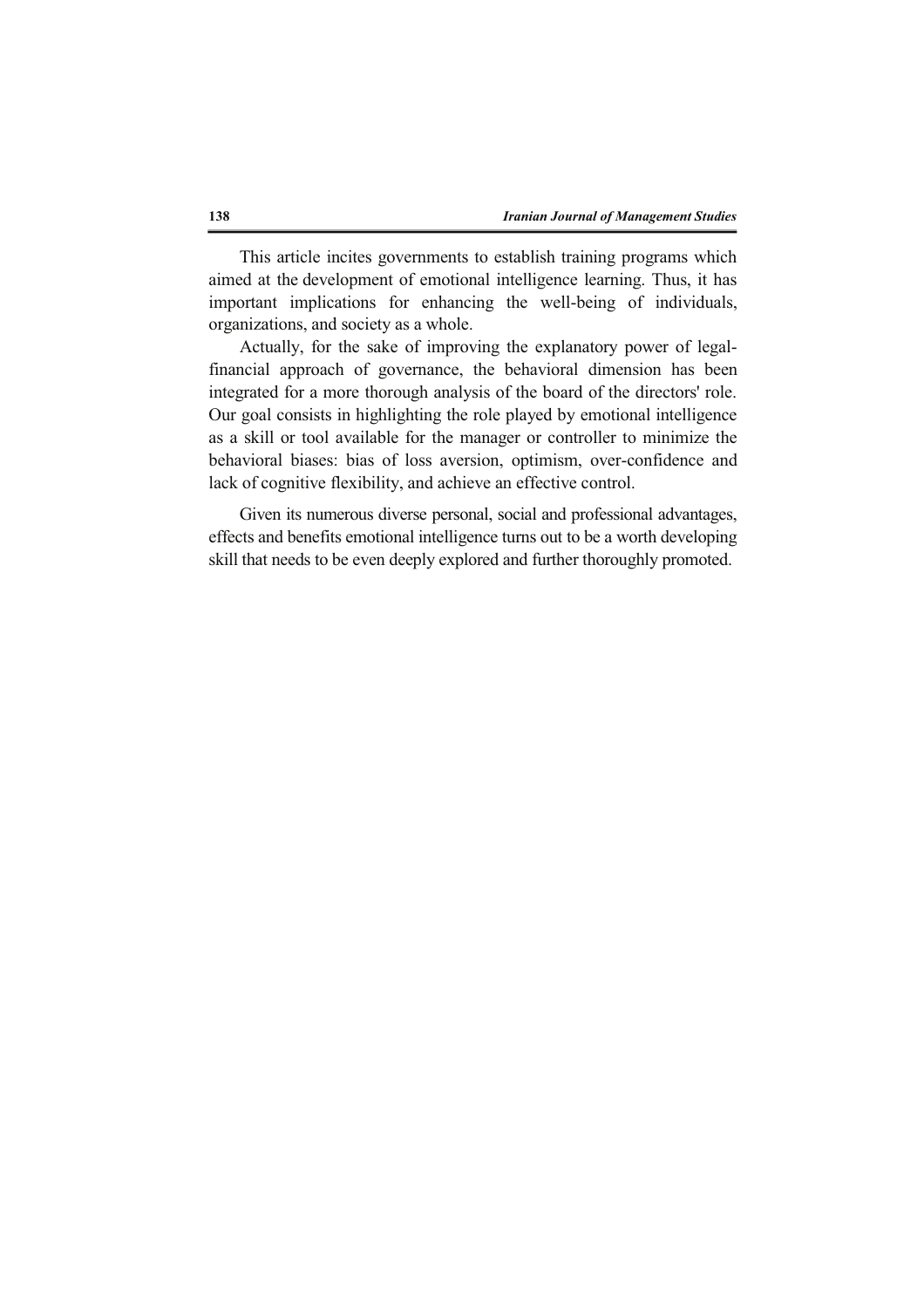This article incites governments to establish training programs which aimed at the development of emotional intelligence learning. Thus, it has important implications for enhancing the well-being of individuals, organizations, and society as a whole.

Actually, for the sake of improving the explanatory power of legal-financial approach of governance, the behavioral dimension has been integrated for a more thorough analysis of the board of the directors' role. Our goal consists in highlighting the role played by emotional intelligence as a skill or tool available for the manager or controller to minimize the behavioral biases: bias of loss aversion, optimism, over-confidence and lack of cognitive flexibility, and achieve an effective control.

Given its numerous diverse personal, social and professional advantages, effects and benefits emotional intelligence turns out to be a worth developing skill that needs to be even deeply explored and further thoroughly promoted.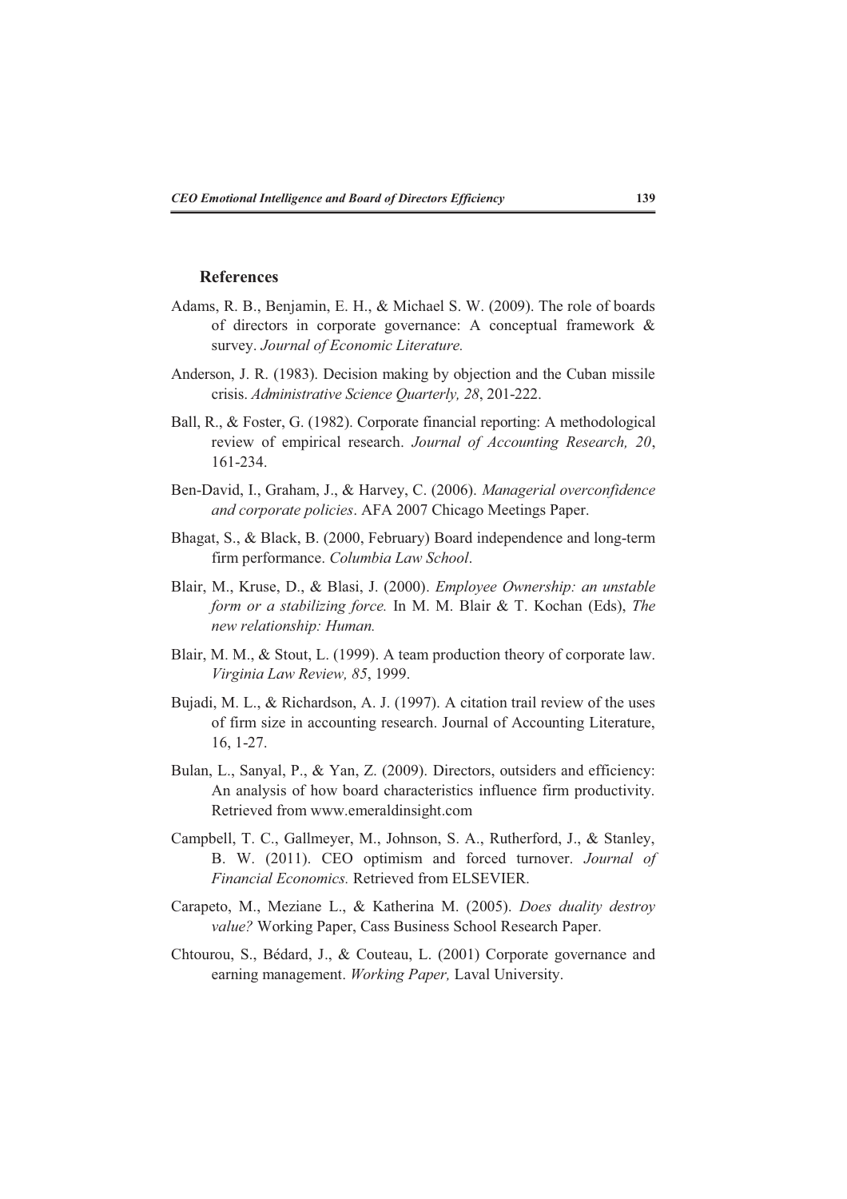## References

Adams, R. B., Benjamin, E. H., & Michael S. W. (2009). The role of boards of directors in corporate governance: A conceptual framework & survey. *Journal of Economic Literature.*

Anderson, J. R. (1983). Decision making by objection and the Cuban missile crisis. *Administrative Science Quarterly, 28*, 201-222.

Ball, R., & Foster, G. (1982). Corporate financial reporting: A methodological review of empirical research. *Journal of Accounting Research, 20*, 161-234.

Ben-David, I., Graham, J., & Harvey, C. (2006). *Managerial overconfidence and corporate policies*. AFA 2007 Chicago Meetings Paper.

Bhagat, S., & Black, B. (2000, February) Board independence and long-term firm performance. *Columbia Law School*.

Blair, M., Kruse, D., & Blasi, J. (2000). *Employee Ownership: an unstable form or a stabilizing force.* In M. M. Blair & T. Kochan (Eds), *The new relationship: Human.*

Blair, M. M., & Stout, L. (1999). A team production theory of corporate law. *Virginia Law Review, 85*, 1999.

Bujadi, M. L., & Richardson, A. J. (1997). A citation trail review of the uses of firm size in accounting research. Journal of Accounting Literature, 16, 1-27.

Bulan, L., Sanyal, P., & Yan, Z. (2009). Directors, outsiders and efficiency: An analysis of how board characteristics influence firm productivity. Retrieved from www.emeraldinsight.com

Campbell, T. C., Gallmeyer, M., Johnson, S. A., Rutherford, J., & Stanley, B. W. (2011). CEO optimism and forced turnover. *Journal of Financial Economics.* Retrieved from ELSEVIER.

Carapeto, M., Meziane L., & Katherina M. (2005). *Does duality destroy value?* Working Paper, Cass Business School Research Paper.

Chtourou, S., Bédard, J., & Couteau, L. (2001) Corporate governance and earning management. *Working Paper,* Laval University.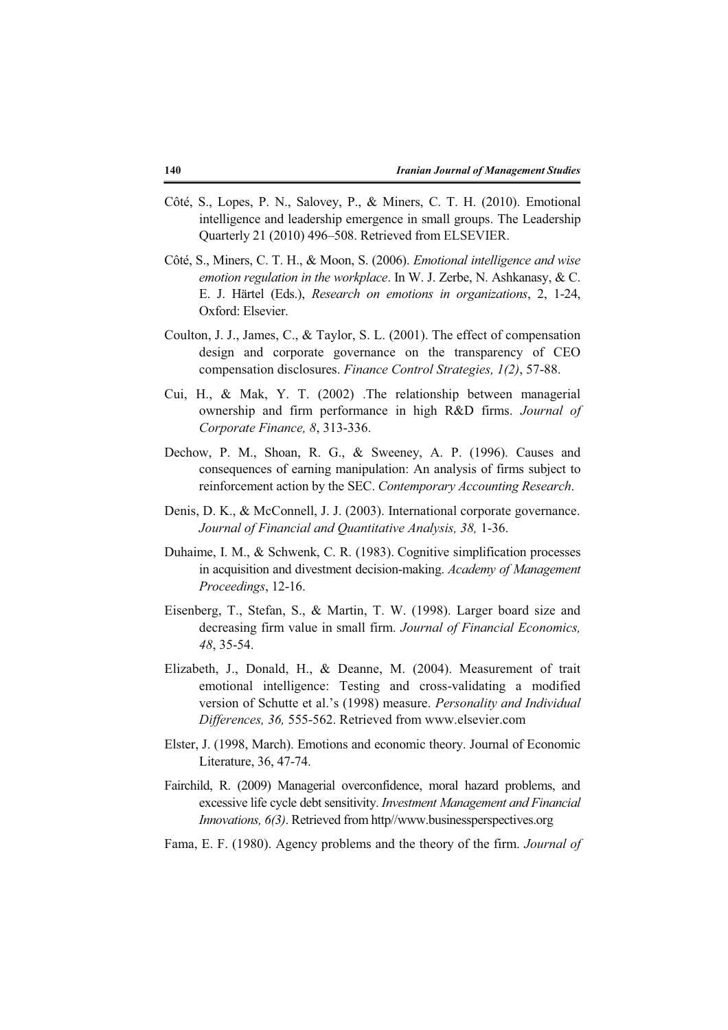Côté, S., Lopes, P. N., Salovey, P., & Miners, C. T. H. (2010). Emotional intelligence and leadership emergence in small groups. The Leadership Quarterly 21 (2010) 496–508. Retrieved from ELSEVIER.

Côté, S., Miners, C. T. H., & Moon, S. (2006). *Emotional intelligence and wise emotion regulation in the workplace*. In W. J. Zerbe, N. Ashkanasy, & C. E. J. Härtel (Eds.), *Research on emotions in organizations*, 2, 1-24, Oxford: Elsevier.

Coulton, J. J., James, C., & Taylor, S. L. (2001). The effect of compensation design and corporate governance on the transparency of CEO compensation disclosures. *Finance Control Strategies, 1(2)*, 57-88.

Cui, H., & Mak, Y. T. (2002) .The relationship between managerial ownership and firm performance in high R&D firms. *Journal of Corporate Finance, 8*, 313-336.

Dechow, P. M., Shoan, R. G., & Sweeney, A. P. (1996). Causes and consequences of earning manipulation: An analysis of firms subject to reinforcement action by the SEC. *Contemporary Accounting Research*.

Denis, D. K., & McConnell, J. J. (2003). International corporate governance. *Journal of Financial and Quantitative Analysis, 38,* 1-36.

Duhaime, I. M., & Schwenk, C. R. (1983). Cognitive simplification processes in acquisition and divestment decision-making. *Academy of Management Proceedings*, 12-16.

Eisenberg, T., Stefan, S., & Martin, T. W. (1998). Larger board size and decreasing firm value in small firm. *Journal of Financial Economics, 48*, 35-54.

Elizabeth, J., Donald, H., & Deanne, M. (2004). Measurement of trait emotional intelligence: Testing and cross-validating a modified version of Schutte et al.'s (1998) measure. *Personality and Individual Differences, 36,* 555-562. Retrieved from www.elsevier.com

Elster, J. (1998, March). Emotions and economic theory. Journal of Economic Literature, 36, 47-74.

Fairchild, R. (2009) Managerial overconfidence, moral hazard problems, and excessive life cycle debt sensitivity. *Investment Management and Financial Innovations, 6(3)*. Retrieved from http//www.businessperspectives.org

Fama, E. F. (1980). Agency problems and the theory of the firm. *Journal of*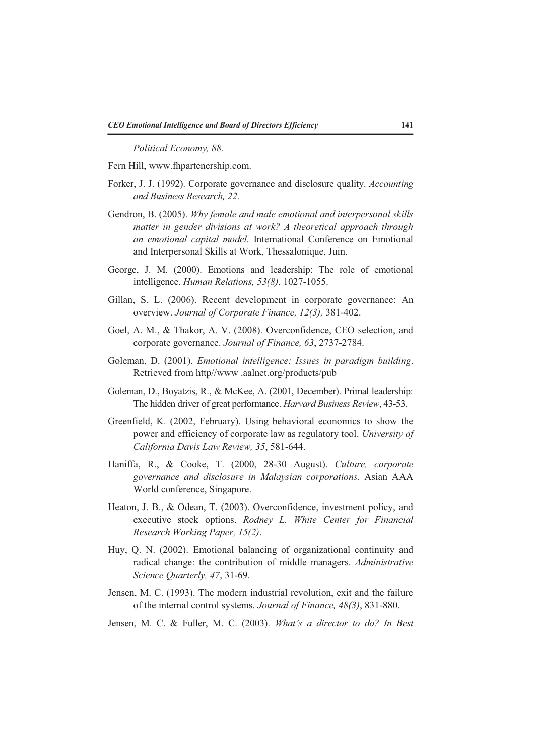*Political Economy, 88.*

Fern Hill, www.fhpartenership.com.

Forker, J. J. (1992). Corporate governance and disclosure quality. *Accounting and Business Research, 22*.

Gendron, B. (2005). *Why female and male emotional and interpersonal skills matter in gender divisions at work? A theoretical approach through an emotional capital model.* International Conference on Emotional and Interpersonal Skills at Work, Thessalonique, Juin.

George, J. M. (2000). Emotions and leadership: The role of emotional intelligence. *Human Relations, 53(8)*, 1027-1055.

Gillan, S. L. (2006). Recent development in corporate governance: An overview. *Journal of Corporate Finance, 12(3),* 381-402.

Goel, A. M., & Thakor, A. V. (2008). Overconfidence, CEO selection, and corporate governance. *Journal of Finance, 63*, 2737-2784.

Goleman, D. (2001). *Emotional intelligence: Issues in paradigm building*. Retrieved from http//www .aalnet.org/products/pub

Goleman, D., Boyatzis, R., & McKee, A. (2001, December). Primal leadership: The hidden driver of great performance. *Harvard Business Review*, 43-53.

Greenfield, K. (2002, February). Using behavioral economics to show the power and efficiency of corporate law as regulatory tool. *University of California Davis Law Review, 35*, 581-644.

Haniffa, R., & Cooke, T. (2000, 28-30 August). *Culture, corporate governance and disclosure in Malaysian corporations*. Asian AAA World conference, Singapore.

Heaton, J. B., & Odean, T. (2003). Overconfidence, investment policy, and executive stock options. *Rodney L. White Center for Financial Research Working Paper, 15(2)*.

Huy, Q. N. (2002). Emotional balancing of organizational continuity and radical change: the contribution of middle managers. *Administrative Science Quarterly, 47*, 31-69.

Jensen, M. C. (1993). The modern industrial revolution, exit and the failure of the internal control systems. *Journal of Finance, 48(3)*, 831-880.

Jensen, M. C. & Fuller, M. C. (2003). *What's a director to do? In Best*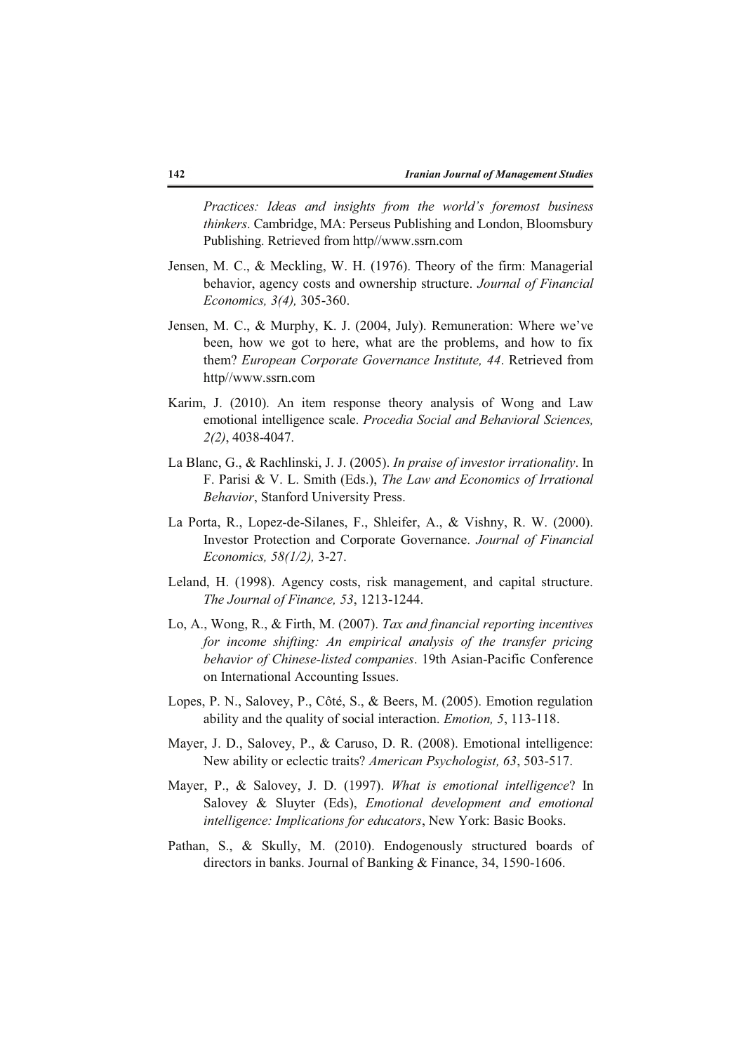*Practices: Ideas and insights from the world's foremost business thinkers*. Cambridge, MA: Perseus Publishing and London, Bloomsbury Publishing. Retrieved from http//www.ssrn.com

Jensen, M. C., & Meckling, W. H. (1976). Theory of the firm: Managerial behavior, agency costs and ownership structure. *Journal of Financial Economics, 3(4),* 305-360.

Jensen, M. C., & Murphy, K. J. (2004, July). Remuneration: Where we've been, how we got to here, what are the problems, and how to fix them? *European Corporate Governance Institute, 44*. Retrieved from http//www.ssrn.com

Karim, J. (2010). An item response theory analysis of Wong and Law emotional intelligence scale. *Procedia Social and Behavioral Sciences, 2(2)*, 4038-4047.

La Blanc, G., & Rachlinski, J. J. (2005). *In praise of investor irrationality*. In F. Parisi & V. L. Smith (Eds.), *The Law and Economics of Irrational Behavior*, Stanford University Press.

La Porta, R., Lopez-de-Silanes, F., Shleifer, A., & Vishny, R. W. (2000). Investor Protection and Corporate Governance. *Journal of Financial Economics, 58(1/2),* 3-27.

Leland, H. (1998). Agency costs, risk management, and capital structure. *The Journal of Finance, 53*, 1213-1244.

Lo, A., Wong, R., & Firth, M. (2007). *Tax and financial reporting incentives for income shifting: An empirical analysis of the transfer pricing behavior of Chinese-listed companies*. 19th Asian-Pacific Conference on International Accounting Issues.

Lopes, P. N., Salovey, P., Côté, S., & Beers, M. (2005). Emotion regulation ability and the quality of social interaction. *Emotion, 5*, 113-118.

Mayer, J. D., Salovey, P., & Caruso, D. R. (2008). Emotional intelligence: New ability or eclectic traits? *American Psychologist, 63*, 503-517.

Mayer, P., & Salovey, J. D. (1997). *What is emotional intelligence*? In Salovey & Sluyter (Eds), *Emotional development and emotional intelligence: Implications for educators*, New York: Basic Books.

Pathan, S., & Skully, M. (2010). Endogenously structured boards of directors in banks. Journal of Banking & Finance, 34, 1590-1606.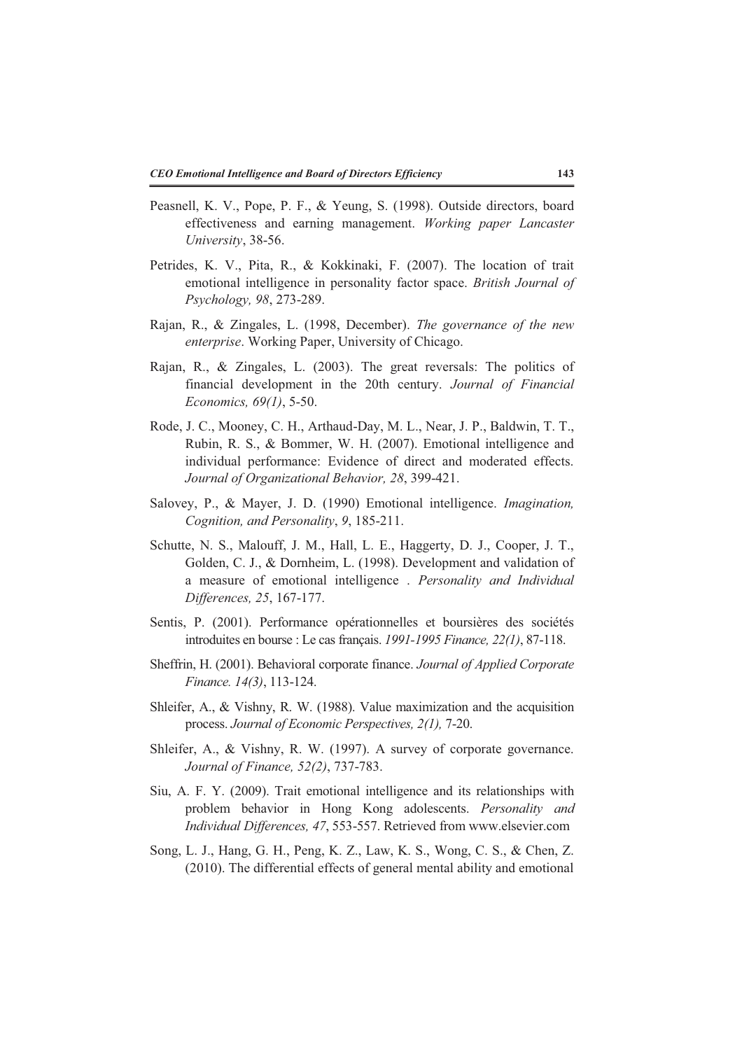Peasnell, K. V., Pope, P. F., & Yeung, S. (1998). Outside directors, board effectiveness and earning management. *Working paper Lancaster University*, 38-56.

Petrides, K. V., Pita, R., & Kokkinaki, F. (2007). The location of trait emotional intelligence in personality factor space. *British Journal of Psychology, 98*, 273-289.

Rajan, R., & Zingales, L. (1998, December). *The governance of the new enterprise*. Working Paper, University of Chicago.

Rajan, R., & Zingales, L. (2003). The great reversals: The politics of financial development in the 20th century. *Journal of Financial Economics, 69(1)*, 5-50.

Rode, J. C., Mooney, C. H., Arthaud-Day, M. L., Near, J. P., Baldwin, T. T., Rubin, R. S., & Bommer, W. H. (2007). Emotional intelligence and individual performance: Evidence of direct and moderated effects. *Journal of Organizational Behavior, 28*, 399-421.

Salovey, P., & Mayer, J. D. (1990) Emotional intelligence. *Imagination, Cognition, and Personality*, *9*, 185-211.

Schutte, N. S., Malouff, J. M., Hall, L. E., Haggerty, D. J., Cooper, J. T., Golden, C. J., & Dornheim, L. (1998). Development and validation of a measure of emotional intelligence . *Personality and Individual Differences, 25*, 167-177.

Sentis, P. (2001). Performance opérationnelles et boursières des sociétés introduites en bourse : Le cas français. *1991-1995 Finance, 22(1)*, 87-118.

Sheffrin, H. (2001). Behavioral corporate finance. *Journal of Applied Corporate Finance. 14(3)*, 113-124.

Shleifer, A., & Vishny, R. W. (1988). Value maximization and the acquisition process. *Journal of Economic Perspectives, 2(1),* 7-20.

Shleifer, A., & Vishny, R. W. (1997). A survey of corporate governance. *Journal of Finance, 52(2)*, 737-783.

Siu, A. F. Y. (2009). Trait emotional intelligence and its relationships with problem behavior in Hong Kong adolescents. *Personality and Individual Differences, 47*, 553-557. Retrieved from www.elsevier.com

Song, L. J., Hang, G. H., Peng, K. Z., Law, K. S., Wong, C. S., & Chen, Z. (2010). The differential effects of general mental ability and emotional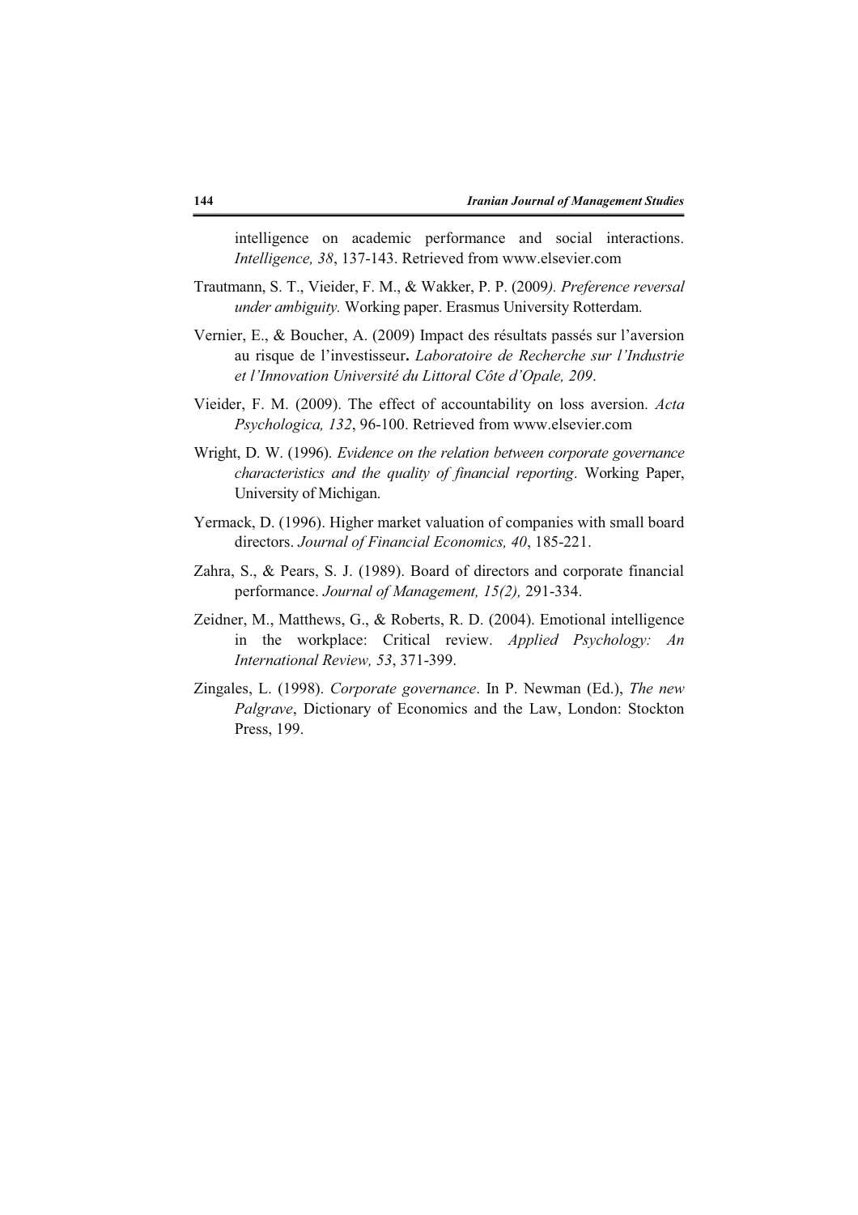intelligence on academic performance and social interactions. *Intelligence, 38*, 137-143. Retrieved from www.elsevier.com

Trautmann, S. T., Vieider, F. M., & Wakker, P. P. (2009*). Preference reversal under ambiguity.* Working paper. Erasmus University Rotterdam.

Vernier, E., & Boucher, A. (2009) Impact des résultats passés sur l'aversion au risque de l'investisseur**.** *Laboratoire de Recherche sur l'Industrie et l'Innovation Université du Littoral Côte d'Opale, 209*.

Vieider, F. M. (2009). The effect of accountability on loss aversion. *Acta Psychologica, 132*, 96-100. Retrieved from www.elsevier.com

Wright, D. W. (1996). *Evidence on the relation between corporate governance characteristics and the quality of financial reporting*. Working Paper, University of Michigan.

Yermack, D. (1996). Higher market valuation of companies with small board directors. *Journal of Financial Economics, 40*, 185-221.

Zahra, S., & Pears, S. J. (1989). Board of directors and corporate financial performance. *Journal of Management, 15(2),* 291-334.

Zeidner, M., Matthews, G., & Roberts, R. D. (2004). Emotional intelligence in the workplace: Critical review. *Applied Psychology: An International Review, 53*, 371-399.

Zingales, L. (1998). *Corporate governance*. In P. Newman (Ed.), *The new Palgrave*, Dictionary of Economics and the Law, London: Stockton Press, 199.